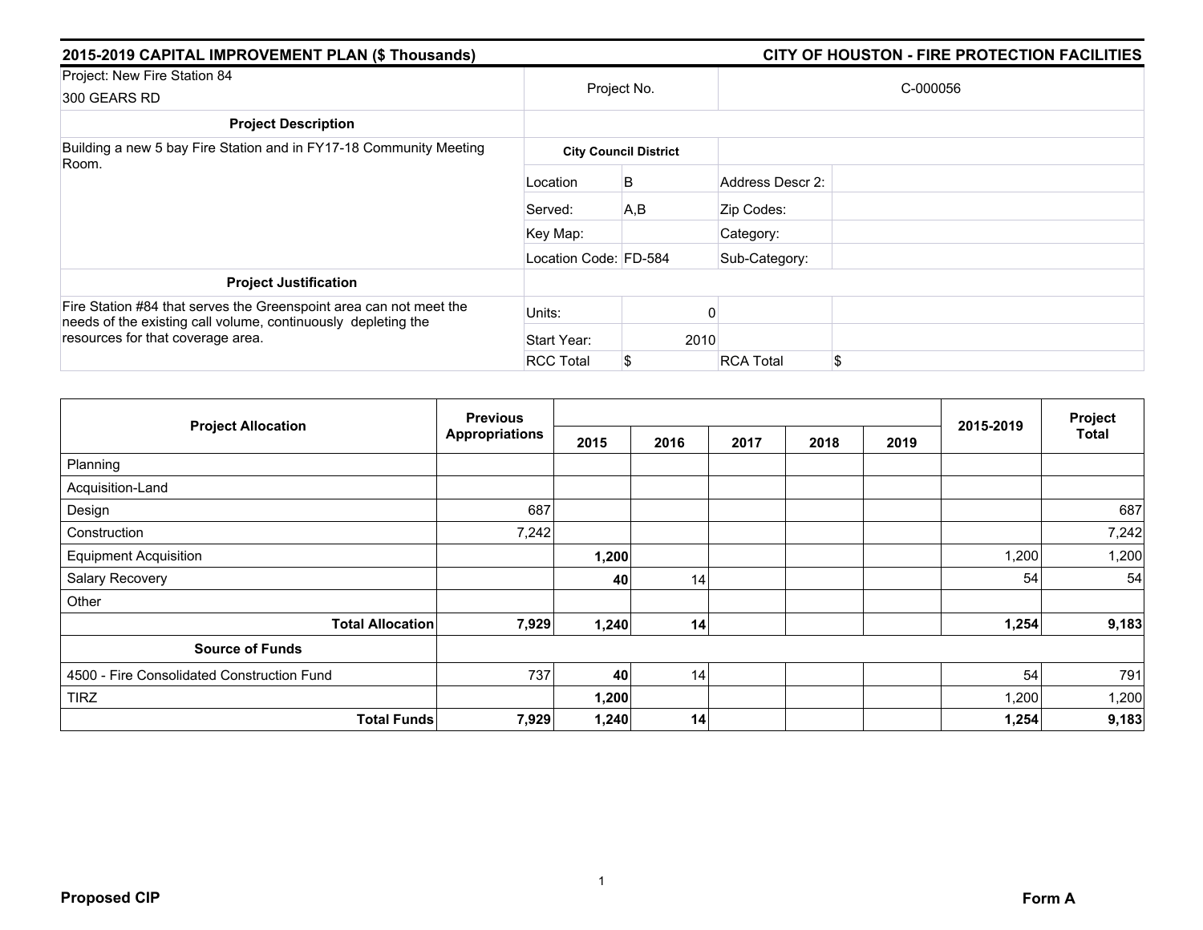## 2015-2019 CAPITAL IMPROVEMENT PLAN ($ Thousands) — CITY OF HOUSTON - FIRE PROTECTION FACILITIES

| Project: New Fire Station 84<br>300 GEARS RD | Project No. | | C-000056 | |
|---|---|---|---|---|
| **Project Description** | | | | |
| Building a new 5 bay Fire Station and in FY17-18 Community Meeting Room. | **City Council District** | | | |
| | Location | B | Address Descr 2: | |
| | Served: | A,B | Zip Codes: | |
| | Key Map: | | Category: | |
| | Location Code: | FD-584 | Sub-Category: | |
| **Project Justification** | | | | |
| Fire Station #84 that serves the Greenspoint area can not meet the needs of the existing call volume, continuously depleting the resources for that coverage area. | Units: | 0 | | |
| | Start Year: | 2010 | | |
| | RCC Total | $ | RCA Total | $ |

| Project Allocation | Previous Appropriations | 2015 | 2016 | 2017 | 2018 | 2019 | 2015-2019 | Project Total |
|---|---|---|---|---|---|---|---|---|
| Planning | | | | | | | | |
| Acquisition-Land | | | | | | | | |
| Design | 687 | | | | | | | 687 |
| Construction | 7,242 | | | | | | | 7,242 |
| Equipment Acquisition | | **1,200** | | | | | 1,200 | 1,200 |
| Salary Recovery | | **40** | 14 | | | | 54 | 54 |
| Other | | | | | | | | |
| **Total Allocation** | **7,929** | **1,240** | **14** | | | | **1,254** | **9,183** |
| **Source of Funds** | | | | | | | | |
| 4500 - Fire Consolidated Construction Fund | 737 | **40** | 14 | | | | 54 | 791 |
| TIRZ | | **1,200** | | | | | 1,200 | 1,200 |
| **Total Funds** | **7,929** | **1,240** | **14** | | | | **1,254** | **9,183** |

**Proposed CIP** **Form A**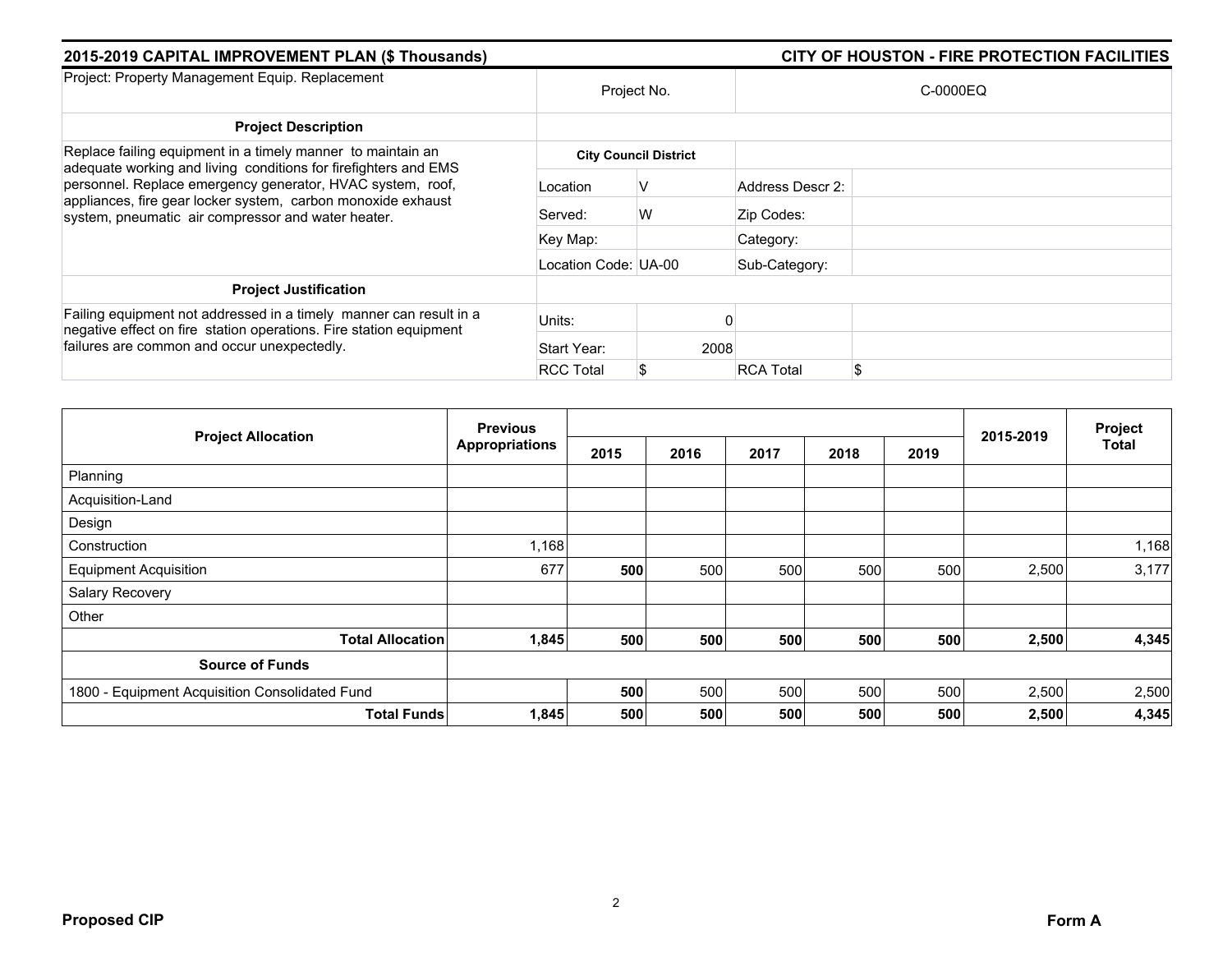## 2015-2019 CAPITAL IMPROVEMENT PLAN ($ Thousands) — CITY OF HOUSTON - FIRE PROTECTION FACILITIES

| Project: Property Management Equip. Replacement | Project No. | | C-0000EQ | |
|---|---|---|---|---|
| **Project Description** | | | | |
| Replace failing equipment in a timely manner to maintain an adequate working and living conditions for firefighters and EMS personnel. Replace emergency generator, HVAC system, roof, appliances, fire gear locker system, carbon monoxide exhaust system, pneumatic air compressor and water heater. | **City Council District** | | | |
| | Location | V | Address Descr 2: | |
| | Served: | W | Zip Codes: | |
| | Key Map: | | Category: | |
| | Location Code: | UA-00 | Sub-Category: | |
| **Project Justification** | | | | |
| Failing equipment not addressed in a timely manner can result in a negative effect on fire station operations. Fire station equipment failures are common and occur unexpectedly. | Units: | 0 | | |
| | Start Year: | 2008 | | |
| | RCC Total | $ | RCA Total | $ |

| Project Allocation | Previous Appropriations | 2015 | 2016 | 2017 | 2018 | 2019 | 2015-2019 | Project Total |
|---|---|---|---|---|---|---|---|---|
| Planning | | | | | | | | |
| Acquisition-Land | | | | | | | | |
| Design | | | | | | | | |
| Construction | 1,168 | | | | | | | 1,168 |
| Equipment Acquisition | 677 | **500** | 500 | 500 | 500 | 500 | 2,500 | 3,177 |
| Salary Recovery | | | | | | | | |
| Other | | | | | | | | |
| **Total Allocation** | **1,845** | **500** | **500** | **500** | **500** | **500** | **2,500** | **4,345** |
| **Source of Funds** | | | | | | | | |
| 1800 - Equipment Acquisition Consolidated Fund | | **500** | 500 | 500 | 500 | 500 | 2,500 | 2,500 |
| **Total Funds** | **1,845** | **500** | **500** | **500** | **500** | **500** | **2,500** | **4,345** |

**Proposed CIP** — **Form A**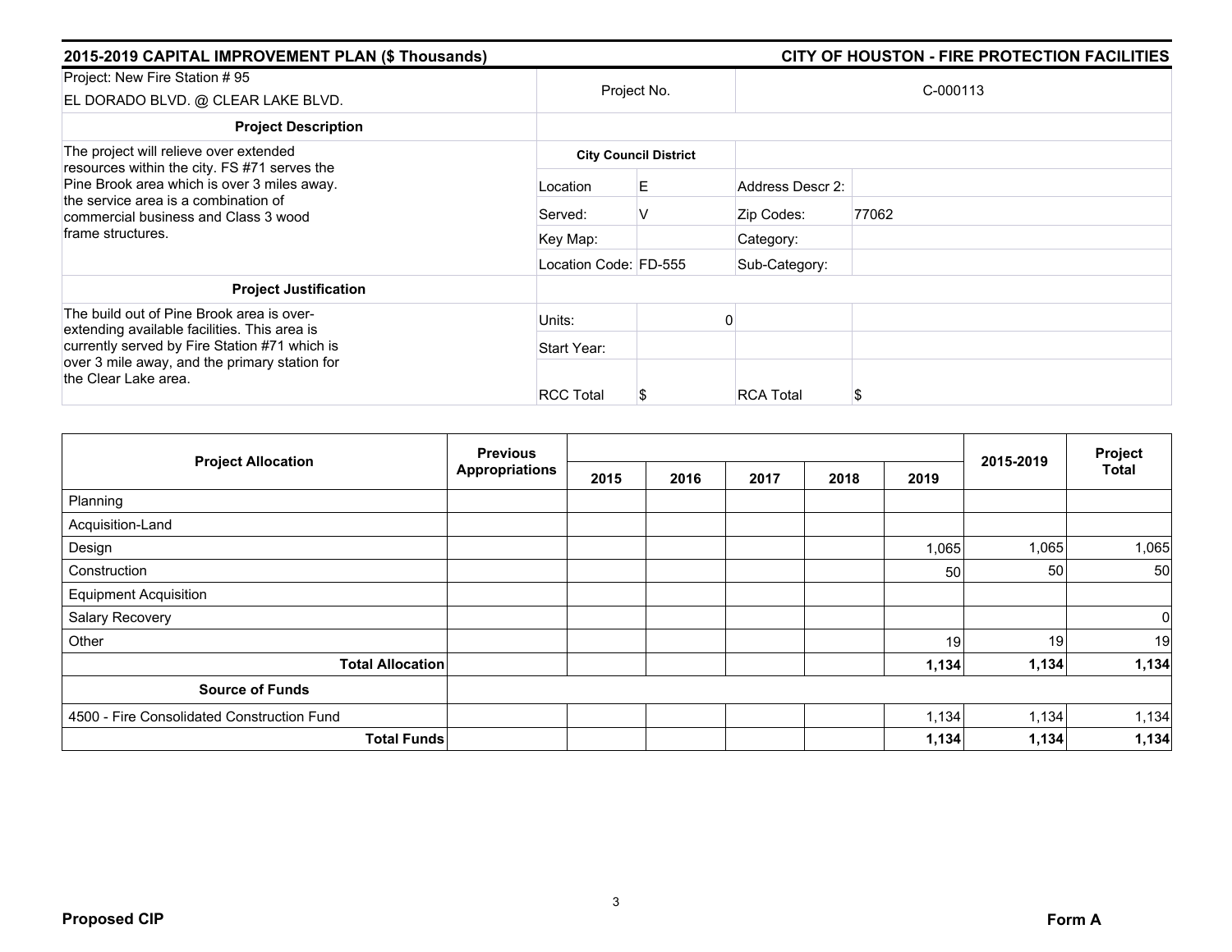**2015-2019 CAPITAL IMPROVEMENT PLAN ($ Thousands)** — **CITY OF HOUSTON - FIRE PROTECTION FACILITIES**

| Project: New Fire Station # 95<br>EL DORADO BLVD. @ CLEAR LAKE BLVD. | Project No. | | C-000113 | |
|---|---|---|---|---|
| **Project Description** | | | | |
| The project will relieve over extended resources within the city. FS #71 serves the Pine Brook area which is over 3 miles away. the service area is a combination of commercial business and Class 3 wood frame structures. | **City Council District** | | | |
| | Location | E | Address Descr 2: | |
| | Served: | V | Zip Codes: | 77062 |
| | Key Map: | | Category: | |
| | Location Code: | FD-555 | Sub-Category: | |
| **Project Justification** | | | | |
| The build out of Pine Brook area is over-extending available facilities. This area is currently served by Fire Station #71 which is over 3 mile away, and the primary station for the Clear Lake area. | Units: | 0 | | |
| | Start Year: | | | |
| | RCC Total | $ | RCA Total | $ |

| Project Allocation | Previous Appropriations | 2015 | 2016 | 2017 | 2018 | 2019 | 2015-2019 | Project Total |
|---|---|---|---|---|---|---|---|---|
| Planning | | | | | | | | |
| Acquisition-Land | | | | | | | | |
| Design | | | | | | 1,065 | 1,065 | 1,065 |
| Construction | | | | | | 50 | 50 | 50 |
| Equipment Acquisition | | | | | | | | |
| Salary Recovery | | | | | | | | 0 |
| Other | | | | | | 19 | 19 | 19 |
| **Total Allocation** | | | | | | **1,134** | **1,134** | **1,134** |
| **Source of Funds** | | | | | | | | |
| 4500 - Fire Consolidated Construction Fund | | | | | | 1,134 | 1,134 | 1,134 |
| **Total Funds** | | | | | | **1,134** | **1,134** | **1,134** |

**Proposed CIP** — **Form A**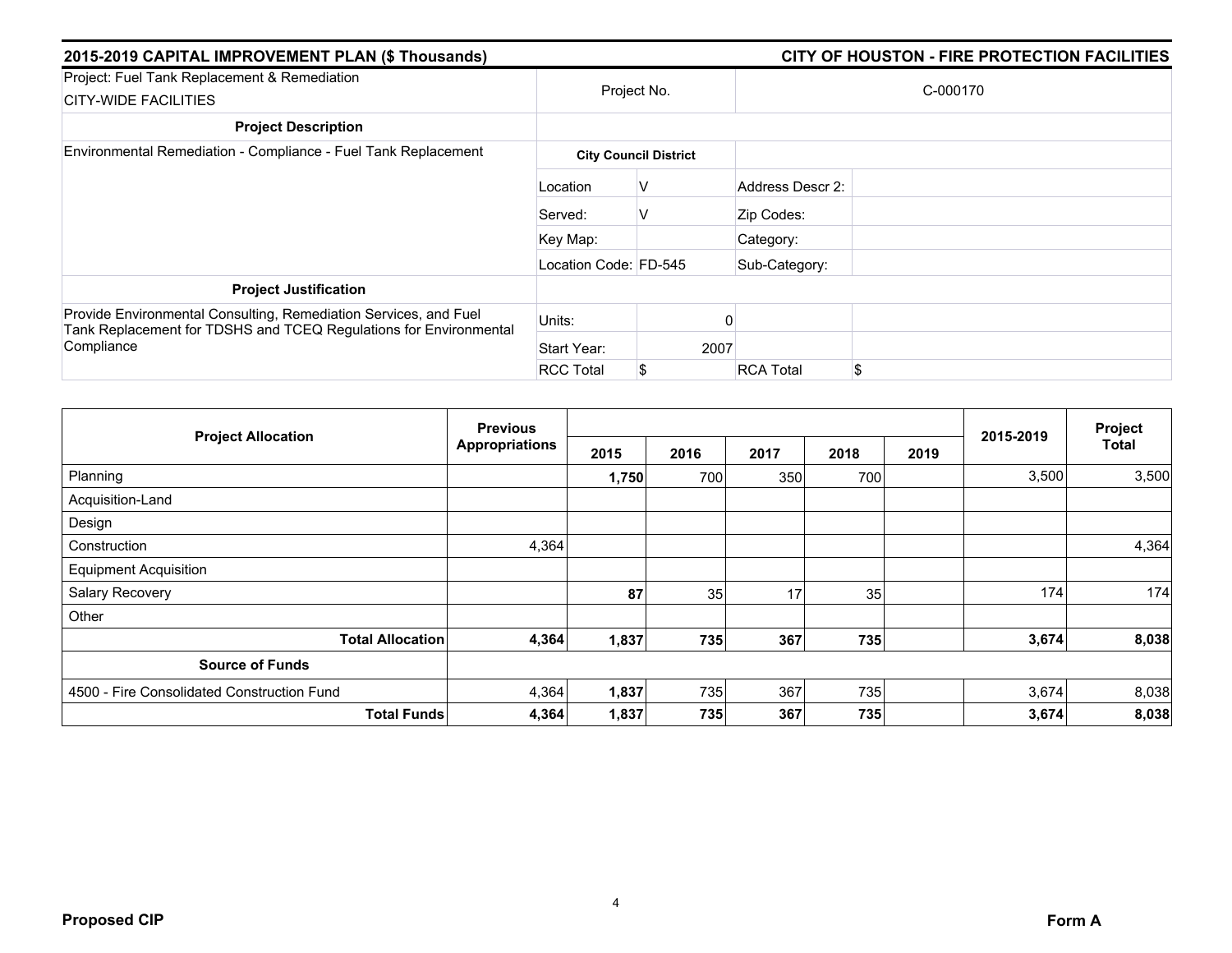## 2015-2019 CAPITAL IMPROVEMENT PLAN ($ Thousands) — CITY OF HOUSTON - FIRE PROTECTION FACILITIES

| Project: Fuel Tank Replacement & Remediation<br>CITY-WIDE FACILITIES | Project No. | | C-000170 | |
|---|---|---|---|---|
| **Project Description** | | | | |
| Environmental Remediation - Compliance - Fuel Tank Replacement | **City Council District** | | | |
| | Location | V | Address Descr 2: | |
| | Served: | V | Zip Codes: | |
| | Key Map: | | Category: | |
| | Location Code: | FD-545 | Sub-Category: | |
| **Project Justification** | | | | |
| Provide Environmental Consulting, Remediation Services, and Fuel Tank Replacement for TDSHS and TCEQ Regulations for Environmental Compliance | Units: | 0 | | |
| | Start Year: | 2007 | | |
| | RCC Total | $ | RCA Total | $ |

| Project Allocation | Previous Appropriations | 2015 | 2016 | 2017 | 2018 | 2019 | 2015-2019 | Project Total |
|---|---|---|---|---|---|---|---|---|
| Planning | | **1,750** | 700 | 350 | 700 | | 3,500 | 3,500 |
| Acquisition-Land | | | | | | | | |
| Design | | | | | | | | |
| Construction | 4,364 | | | | | | | 4,364 |
| Equipment Acquisition | | | | | | | | |
| Salary Recovery | | **87** | 35 | 17 | 35 | | 174 | 174 |
| Other | | | | | | | | |
| **Total Allocation** | **4,364** | **1,837** | **735** | **367** | **735** | | **3,674** | **8,038** |
| **Source of Funds** | | | | | | | | |
| 4500 - Fire Consolidated Construction Fund | 4,364 | **1,837** | 735 | 367 | 735 | | 3,674 | 8,038 |
| **Total Funds** | **4,364** | **1,837** | **735** | **367** | **735** | | **3,674** | **8,038** |

**Proposed CIP** — **Form A**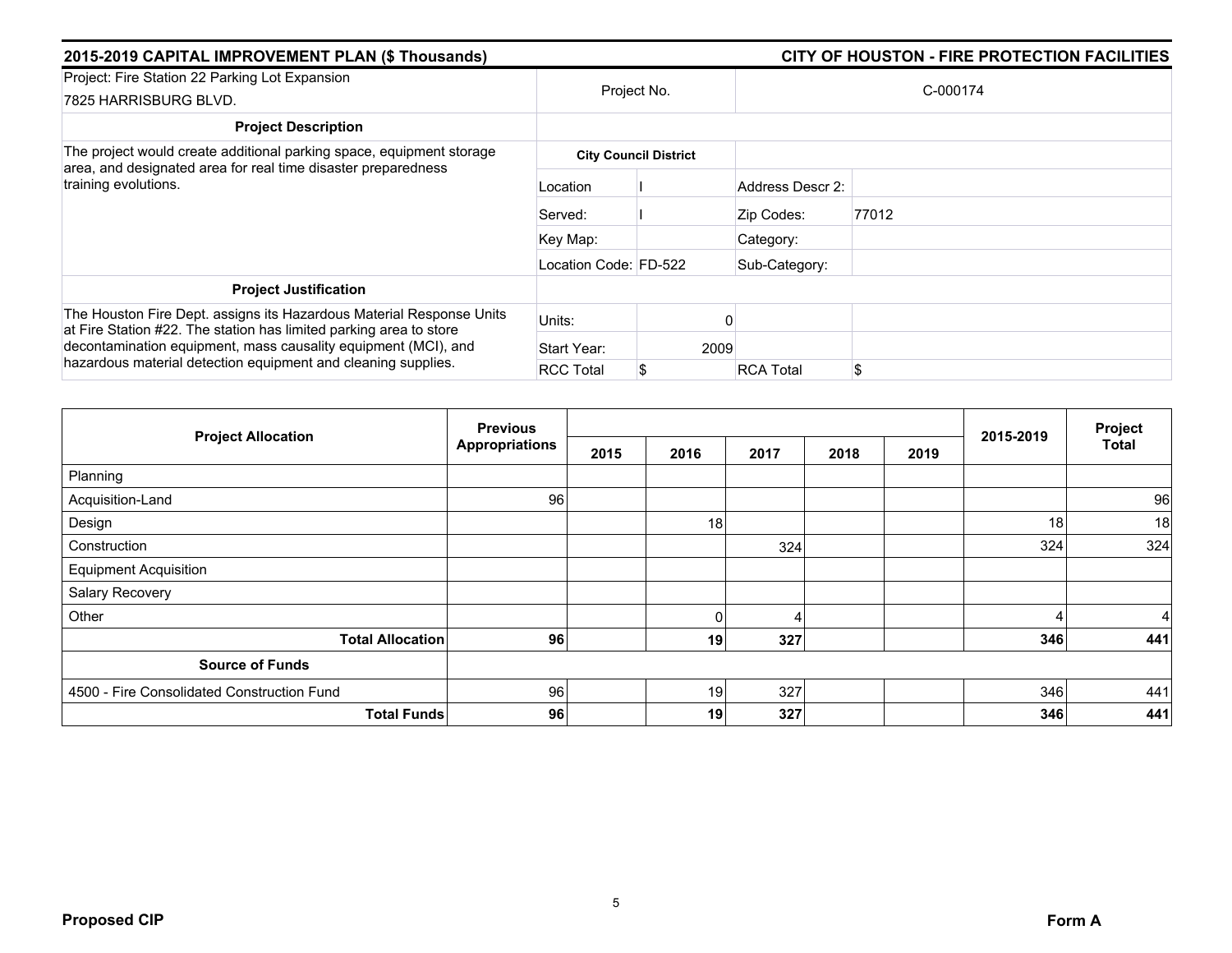**2015-2019 CAPITAL IMPROVEMENT PLAN ($ Thousands)** | **CITY OF HOUSTON - FIRE PROTECTION FACILITIES**

| Project: Fire Station 22 Parking Lot Expansion<br>7825 HARRISBURG BLVD. | Project No. | | C-000174 | |
|---|---|---|---|---|
| **Project Description** | | | | |
| The project would create additional parking space, equipment storage area, and designated area for real time disaster preparedness training evolutions. | **City Council District** | | | |
| | Location | I | Address Descr 2: | |
| | Served: | I | Zip Codes: | 77012 |
| | Key Map: | | Category: | |
| | Location Code: | FD-522 | Sub-Category: | |
| **Project Justification** | | | | |
| The Houston Fire Dept. assigns its Hazardous Material Response Units at Fire Station #22. The station has limited parking area to store decontamination equipment, mass causality equipment (MCI), and hazardous material detection equipment and cleaning supplies. | Units: | 0 | | |
| | Start Year: | 2009 | | |
| | RCC Total | $ | RCA Total | $ |

| Project Allocation | Previous Appropriations | 2015 | 2016 | 2017 | 2018 | 2019 | 2015-2019 | Project Total |
|---|---|---|---|---|---|---|---|---|
| Planning | | | | | | | | |
| Acquisition-Land | 96 | | | | | | | 96 |
| Design | | | 18 | | | | 18 | 18 |
| Construction | | | | 324 | | | 324 | 324 |
| Equipment Acquisition | | | | | | | | |
| Salary Recovery | | | | | | | | |
| Other | | | 0 | 4 | | | 4 | 4 |
| **Total Allocation** | **96** | | **19** | **327** | | | **346** | **441** |
| **Source of Funds** | | | | | | | | |
| 4500 - Fire Consolidated Construction Fund | 96 | | 19 | 327 | | | 346 | 441 |
| **Total Funds** | **96** | | **19** | **327** | | | **346** | **441** |

**Proposed CIP** | **Form A**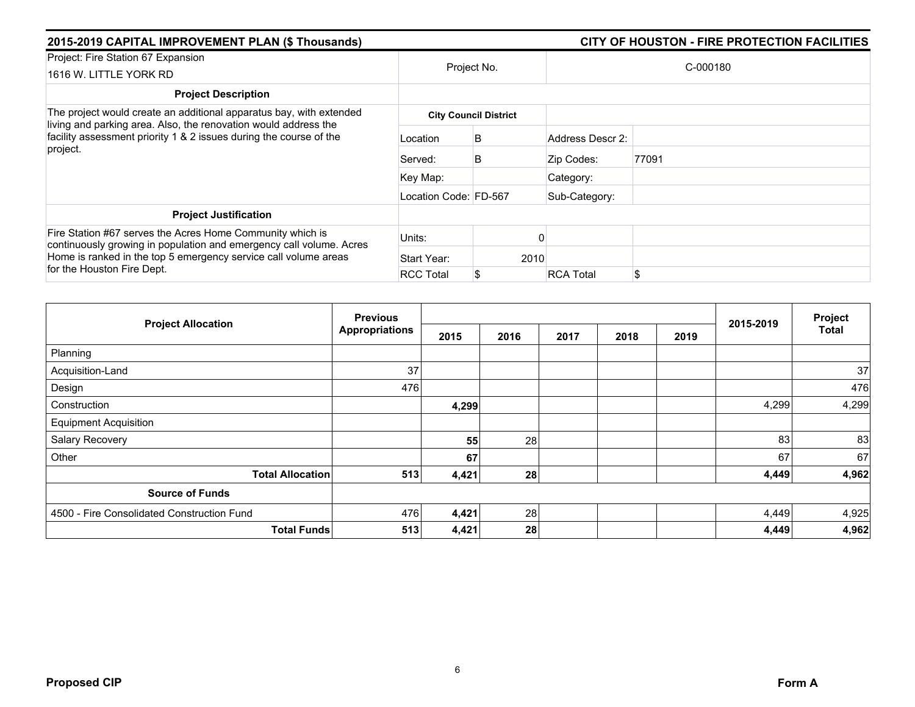## 2015-2019 CAPITAL IMPROVEMENT PLAN ($ Thousands)

## CITY OF HOUSTON - FIRE PROTECTION FACILITIES

| Project: Fire Station 67 Expansion<br>1616 W. LITTLE YORK RD | Project No. | | C-000180 | |
|---|---|---|---|---|
| **Project Description** | | | | |
| The project would create an additional apparatus bay, with extended living and parking area. Also, the renovation would address the facility assessment priority 1 & 2 issues during the course of the project. | **City Council District** | | | |
| | Location | B | Address Descr 2: | |
| | Served: | B | Zip Codes: | 77091 |
| | Key Map: | | Category: | |
| | Location Code: | FD-567 | Sub-Category: | |
| **Project Justification** | | | | |
| Fire Station #67 serves the Acres Home Community which is continuously growing in population and emergency call volume. Acres Home is ranked in the top 5 emergency service call volume areas for the Houston Fire Dept. | Units: | 0 | | |
| | Start Year: | 2010 | | |
| | RCC Total | $ | RCA Total | $ |

| Project Allocation | Previous Appropriations | 2015 | 2016 | 2017 | 2018 | 2019 | 2015-2019 | Project Total |
|---|---|---|---|---|---|---|---|---|
| Planning | | | | | | | | |
| Acquisition-Land | 37 | | | | | | | 37 |
| Design | 476 | | | | | | | 476 |
| Construction | | **4,299** | | | | | 4,299 | 4,299 |
| Equipment Acquisition | | | | | | | | |
| Salary Recovery | | **55** | 28 | | | | 83 | 83 |
| Other | | **67** | | | | | 67 | 67 |
| **Total Allocation** | **513** | **4,421** | **28** | | | | **4,449** | **4,962** |
| **Source of Funds** | | | | | | | | |
| 4500 - Fire Consolidated Construction Fund | 476 | **4,421** | 28 | | | | 4,449 | 4,925 |
| **Total Funds** | **513** | **4,421** | **28** | | | | **4,449** | **4,962** |

**Proposed CIP**

**Form A**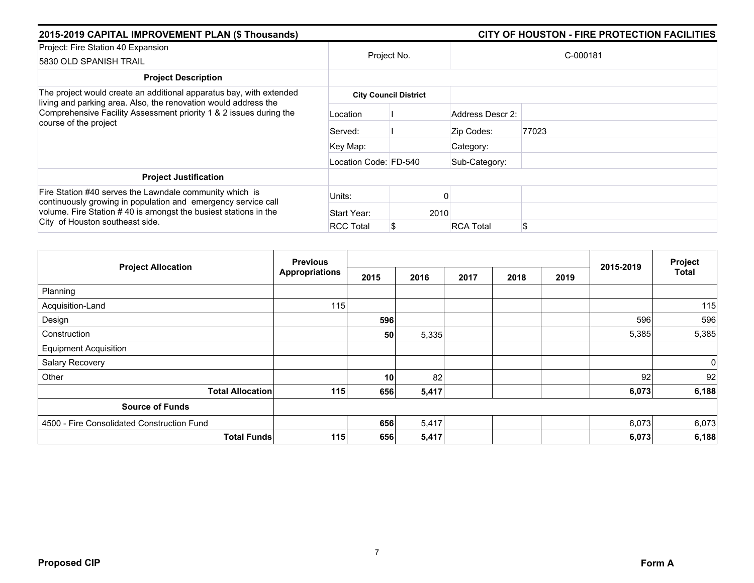## 2015-2019 CAPITAL IMPROVEMENT PLAN ($ Thousands)

## CITY OF HOUSTON - FIRE PROTECTION FACILITIES

| Project: Fire Station 40 Expansion<br>5830 OLD SPANISH TRAIL | Project No. | | C-000181 | |
|---|---|---|---|---|
| **Project Description** | | | | |
| The project would create an additional apparatus bay, with extended living and parking area. Also, the renovation would address the Comprehensive Facility Assessment priority 1 & 2 issues during the course of the project | **City Council District** | | | |
| | Location | I | Address Descr 2: | |
| | Served: | I | Zip Codes: | 77023 |
| | Key Map: | | Category: | |
| | Location Code: | FD-540 | Sub-Category: | |
| **Project Justification** | | | | |
| Fire Station #40 serves the Lawndale community which is continuously growing in population and emergency service call volume. Fire Station # 40 is amongst the busiest stations in the City of Houston southeast side. | Units: | 0 | | |
| | Start Year: | 2010 | | |
| | RCC Total | $ | RCA Total | $ |

| Project Allocation | Previous Appropriations | 2015 | 2016 | 2017 | 2018 | 2019 | 2015-2019 | Project Total |
|---|---|---|---|---|---|---|---|---|
| Planning | | | | | | | | |
| Acquisition-Land | 115 | | | | | | | 115 |
| Design | | **596** | | | | | 596 | 596 |
| Construction | | **50** | 5,335 | | | | 5,385 | 5,385 |
| Equipment Acquisition | | | | | | | | |
| Salary Recovery | | | | | | | | 0 |
| Other | | **10** | 82 | | | | 92 | 92 |
| **Total Allocation** | **115** | **656** | **5,417** | | | | **6,073** | **6,188** |
| **Source of Funds** | | | | | | | | |
| 4500 - Fire Consolidated Construction Fund | | **656** | 5,417 | | | | 6,073 | 6,073 |
| **Total Funds** | **115** | **656** | **5,417** | | | | **6,073** | **6,188** |

**Proposed CIP** **Form A**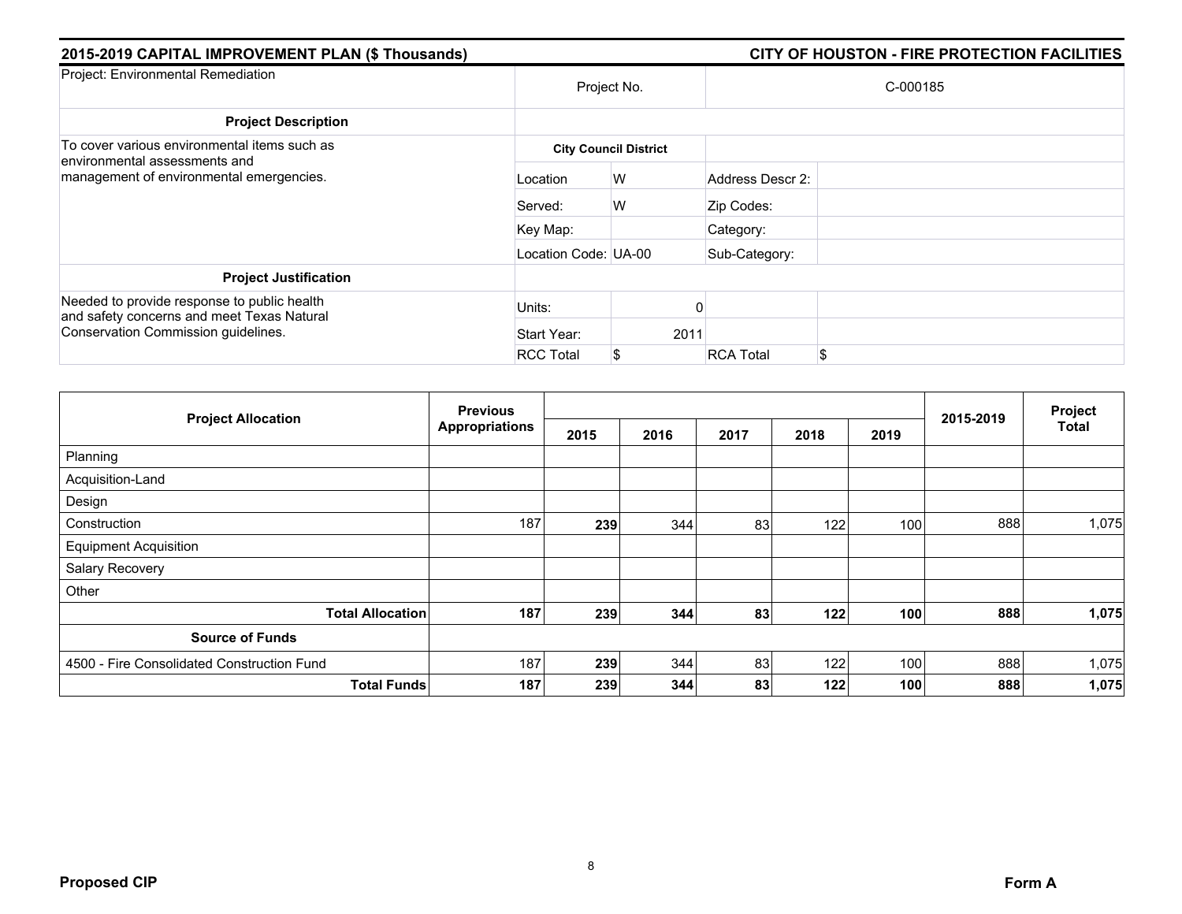## 2015-2019 CAPITAL IMPROVEMENT PLAN ($ Thousands)

## CITY OF HOUSTON - FIRE PROTECTION FACILITIES

| Project: Environmental Remediation | Project No. | | C-000185 | |
|---|---|---|---|---|
| **Project Description** | | | | |
| To cover various environmental items such as environmental assessments and management of environmental emergencies. | **City Council District** | | | |
| | Location | W | Address Descr 2: | |
| | Served: | W | Zip Codes: | |
| | Key Map: | | Category: | |
| | Location Code: | UA-00 | Sub-Category: | |
| **Project Justification** | | | | |
| Needed to provide response to public health and safety concerns and meet Texas Natural Conservation Commission guidelines. | Units: | 0 | | |
| | Start Year: | 2011 | | |
| | RCC Total | $ | RCA Total | $ |

| Project Allocation | Previous Appropriations | 2015 | 2016 | 2017 | 2018 | 2019 | 2015-2019 | Project Total |
|---|---|---|---|---|---|---|---|---|
| Planning | | | | | | | | |
| Acquisition-Land | | | | | | | | |
| Design | | | | | | | | |
| Construction | 187 | **239** | 344 | 83 | 122 | 100 | 888 | 1,075 |
| Equipment Acquisition | | | | | | | | |
| Salary Recovery | | | | | | | | |
| Other | | | | | | | | |
| **Total Allocation** | **187** | **239** | **344** | **83** | **122** | **100** | **888** | **1,075** |
| **Source of Funds** | | | | | | | | |
| 4500 - Fire Consolidated Construction Fund | 187 | **239** | 344 | 83 | 122 | 100 | 888 | 1,075 |
| **Total Funds** | **187** | **239** | **344** | **83** | **122** | **100** | **888** | **1,075** |

**Proposed CIP** **Form A**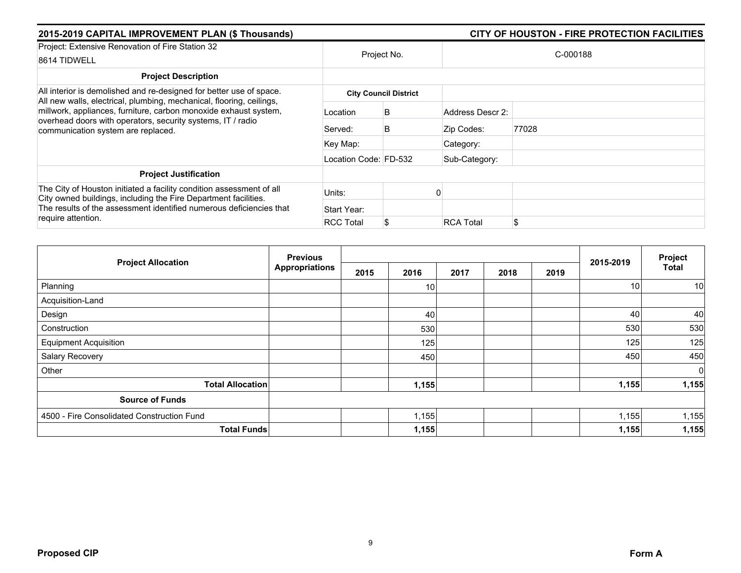## 2015-2019 CAPITAL IMPROVEMENT PLAN ($ Thousands) — CITY OF HOUSTON - FIRE PROTECTION FACILITIES

| Project: Extensive Renovation of Fire Station 32<br>8614 TIDWELL | Project No. | | C-000188 |
|---|---|---|---|

| **Project Description** | **City Council District** | | | |
|---|---|---|---|---|
| All interior is demolished and re-designed for better use of space. All new walls, electrical, plumbing, mechanical, flooring, ceilings, millwork, appliances, furniture, carbon monoxide exhaust system, overhead doors with operators, security systems, IT / radio communication system are replaced. | Location | B | Address Descr 2: | |
| | Served: | B | Zip Codes: | 77028 |
| | Key Map: | | Category: | |
| | Location Code: | FD-532 | Sub-Category: | |

| **Project Justification** | | | | |
|---|---|---|---|---|
| The City of Houston initiated a facility condition assessment of all City owned buildings, including the Fire Department facilities. The results of the assessment identified numerous deficiencies that require attention. | Units: | 0 | | |
| | Start Year: | | | |
| | RCC Total | $ | RCA Total | $ |

| Project Allocation | Previous Appropriations | 2015 | 2016 | 2017 | 2018 | 2019 | 2015-2019 | Project Total |
|---|---|---|---|---|---|---|---|---|
| Planning | | | 10 | | | | 10 | 10 |
| Acquisition-Land | | | | | | | | |
| Design | | | 40 | | | | 40 | 40 |
| Construction | | | 530 | | | | 530 | 530 |
| Equipment Acquisition | | | 125 | | | | 125 | 125 |
| Salary Recovery | | | 450 | | | | 450 | 450 |
| Other | | | | | | | | 0 |
| **Total Allocation** | | | **1,155** | | | | **1,155** | **1,155** |
| **Source of Funds** | | | | | | | | |
| 4500 - Fire Consolidated Construction Fund | | | 1,155 | | | | 1,155 | 1,155 |
| **Total Funds** | | | **1,155** | | | | **1,155** | **1,155** |

**Proposed CIP** — **Form A**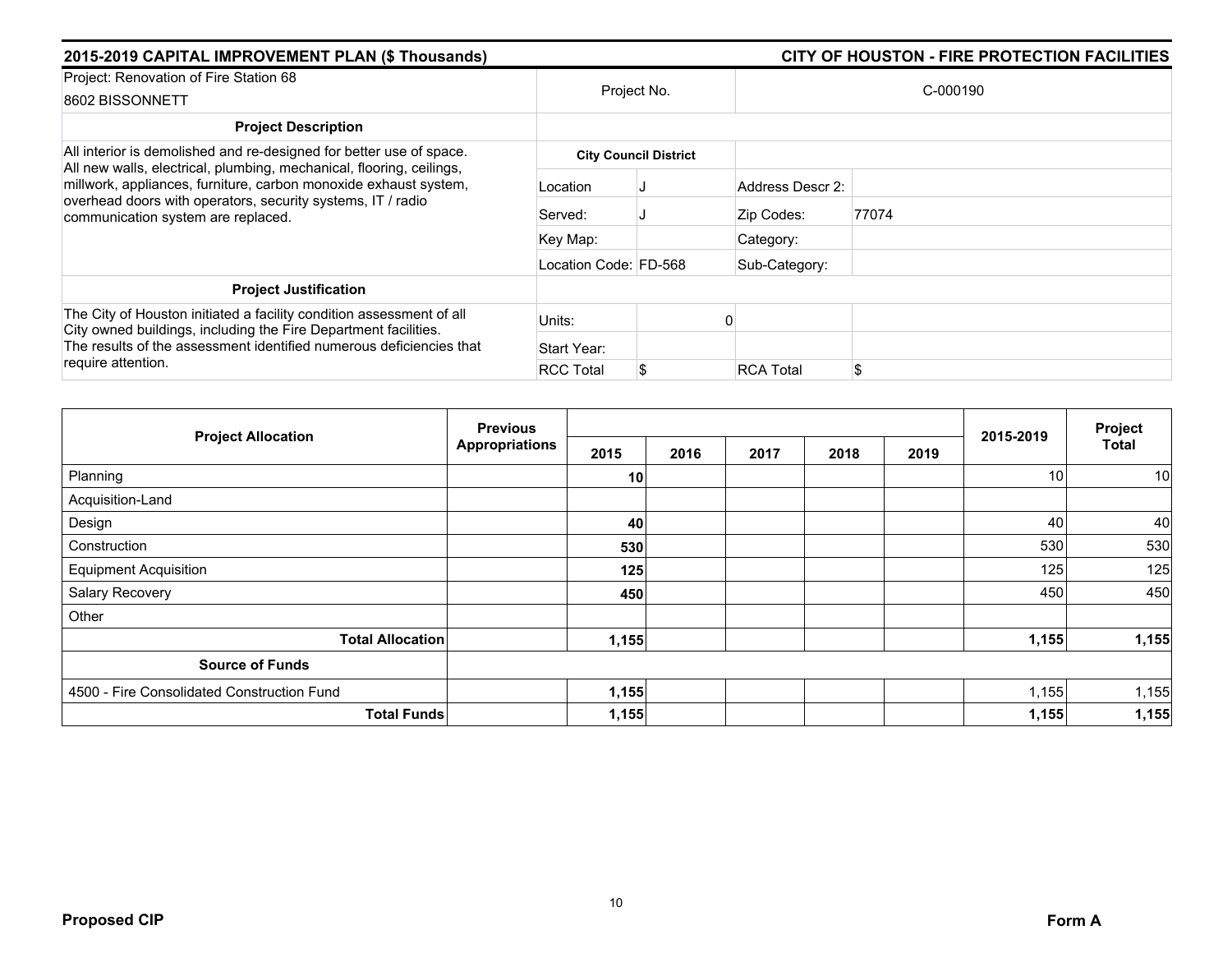## 2015-2019 CAPITAL IMPROVEMENT PLAN ($ Thousands) — CITY OF HOUSTON - FIRE PROTECTION FACILITIES

| Project: Renovation of Fire Station 68<br>8602 BISSONNETT | Project No. | | C-000190 | |
|---|---|---|---|---|
| **Project Description** | | | | |
| All interior is demolished and re-designed for better use of space. All new walls, electrical, plumbing, mechanical, flooring, ceilings, millwork, appliances, furniture, carbon monoxide exhaust system, overhead doors with operators, security systems, IT / radio communication system are replaced. | **City Council District** | | | |
| | Location | J | Address Descr 2: | |
| | Served: | J | Zip Codes: | 77074 |
| | Key Map: | | Category: | |
| | Location Code: | FD-568 | Sub-Category: | |
| **Project Justification** | | | | |
| The City of Houston initiated a facility condition assessment of all City owned buildings, including the Fire Department facilities. The results of the assessment identified numerous deficiencies that require attention. | Units: | 0 | | |
| | Start Year: | | | |
| | RCC Total | $ | RCA Total | $ |

| Project Allocation | Previous Appropriations | 2015 | 2016 | 2017 | 2018 | 2019 | 2015-2019 | Project Total |
|---|---|---|---|---|---|---|---|---|
| Planning | | **10** | | | | | 10 | 10 |
| Acquisition-Land | | | | | | | | |
| Design | | **40** | | | | | 40 | 40 |
| Construction | | **530** | | | | | 530 | 530 |
| Equipment Acquisition | | **125** | | | | | 125 | 125 |
| Salary Recovery | | **450** | | | | | 450 | 450 |
| Other | | | | | | | | |
| **Total Allocation** | | **1,155** | | | | | **1,155** | **1,155** |
| **Source of Funds** | | | | | | | | |
| 4500 - Fire Consolidated Construction Fund | | **1,155** | | | | | 1,155 | 1,155 |
| **Total Funds** | | **1,155** | | | | | **1,155** | **1,155** |

**Proposed CIP** — **Form A**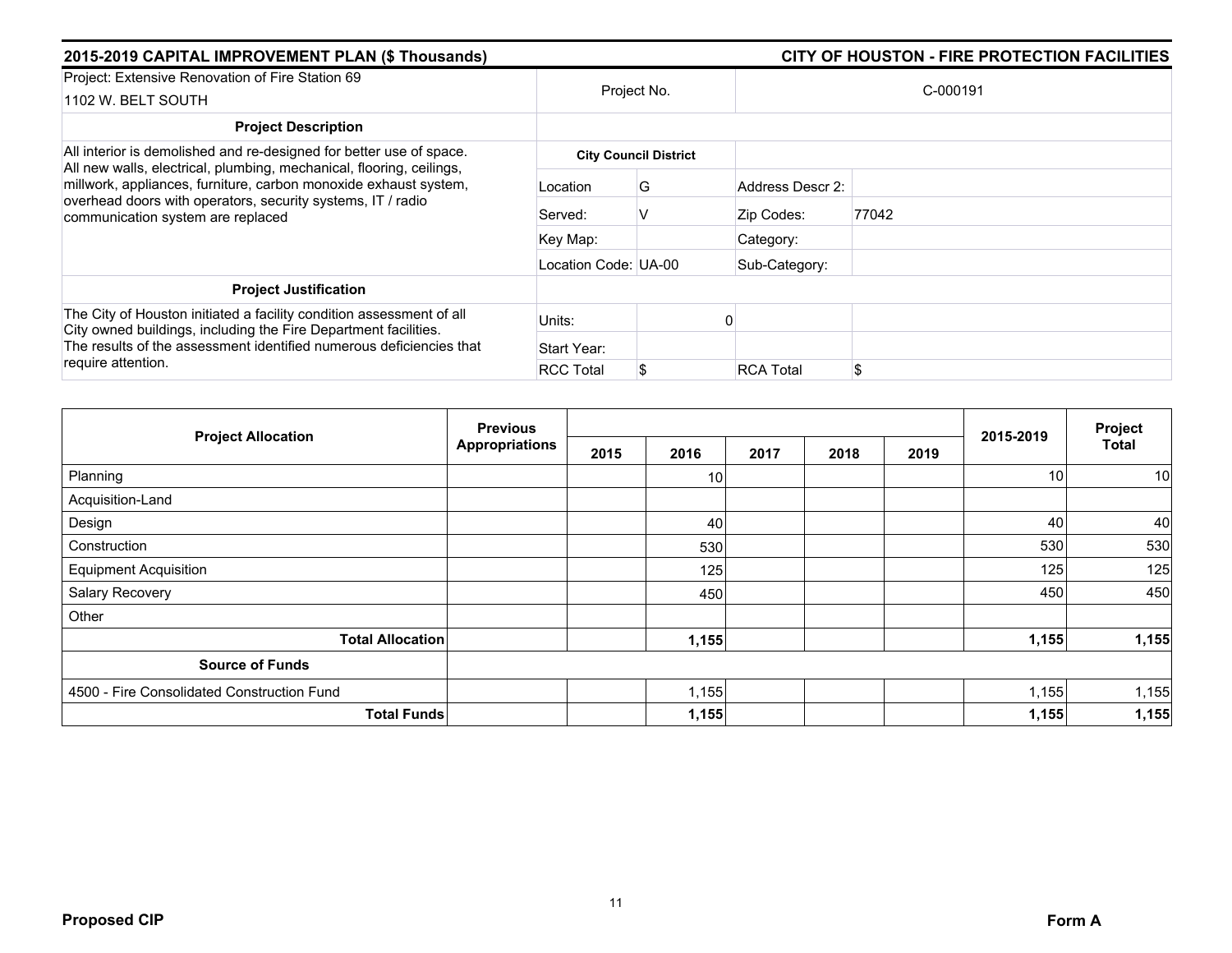## 2015-2019 CAPITAL IMPROVEMENT PLAN ($ Thousands) — CITY OF HOUSTON - FIRE PROTECTION FACILITIES

| Project: Extensive Renovation of Fire Station 69<br>1102 W. BELT SOUTH | Project No. | | C-000191 |
|---|---|---|---|
| **Project Description** | | | |
| All interior is demolished and re-designed for better use of space. All new walls, electrical, plumbing, mechanical, flooring, ceilings, millwork, appliances, furniture, carbon monoxide exhaust system, overhead doors with operators, security systems, IT / radio communication system are replaced | **City Council District** | | |
| | Location: G | Address Descr 2: | |
| | Served: V | Zip Codes: | 77042 |
| | Key Map: | Category: | |
| | Location Code: UA-00 | Sub-Category: | |
| **Project Justification** | | | |
| The City of Houston initiated a facility condition assessment of all City owned buildings, including the Fire Department facilities. The results of the assessment identified numerous deficiencies that require attention. | Units: 0 | | |
| | Start Year: | | |
| | RCC Total: $ | RCA Total | $ |

| Project Allocation | Previous Appropriations | 2015 | 2016 | 2017 | 2018 | 2019 | 2015-2019 | Project Total |
|---|---|---|---|---|---|---|---|---|
| Planning | | | 10 | | | | 10 | 10 |
| Acquisition-Land | | | | | | | | |
| Design | | | 40 | | | | 40 | 40 |
| Construction | | | 530 | | | | 530 | 530 |
| Equipment Acquisition | | | 125 | | | | 125 | 125 |
| Salary Recovery | | | 450 | | | | 450 | 450 |
| Other | | | | | | | | |
| **Total Allocation** | | | **1,155** | | | | **1,155** | **1,155** |
| **Source of Funds** | | | | | | | | |
| 4500 - Fire Consolidated Construction Fund | | | 1,155 | | | | 1,155 | 1,155 |
| **Total Funds** | | | **1,155** | | | | **1,155** | **1,155** |

**Proposed CIP** — **Form A**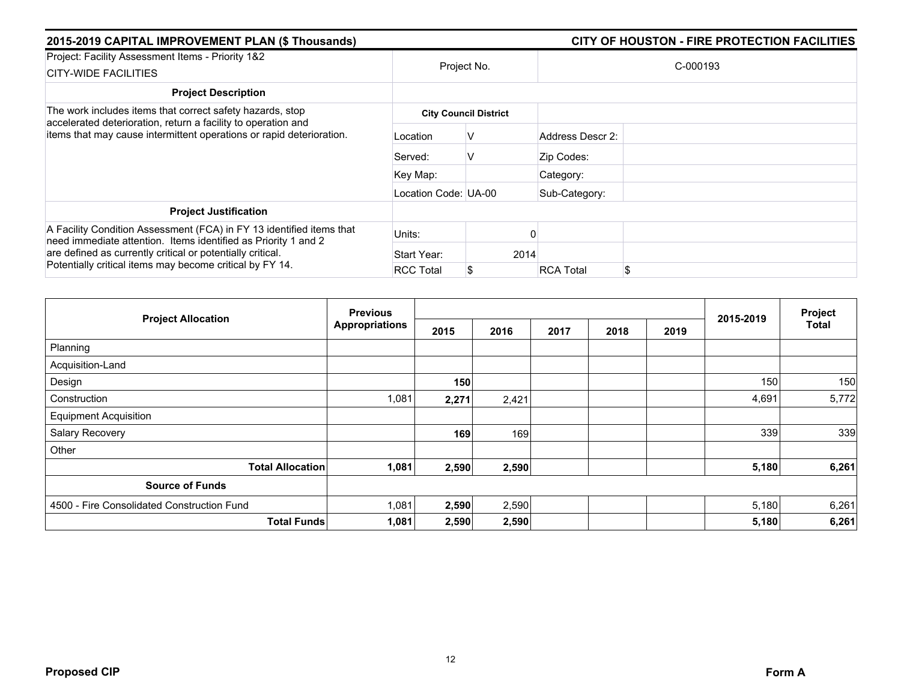## 2015-2019 CAPITAL IMPROVEMENT PLAN ($ Thousands)

## CITY OF HOUSTON - FIRE PROTECTION FACILITIES

| Project: Facility Assessment Items - Priority 1&2<br>CITY-WIDE FACILITIES | Project No. | | C-000193 | |
|---|---|---|---|---|
| **Project Description** | | | | |
| The work includes items that correct safety hazards, stop accelerated deterioration, return a facility to operation and items that may cause intermittent operations or rapid deterioration. | **City Council District** | | | |
| | Location | V | Address Descr 2: | |
| | Served: | V | Zip Codes: | |
| | Key Map: | | Category: | |
| | Location Code: | UA-00 | Sub-Category: | |
| **Project Justification** | | | | |
| A Facility Condition Assessment (FCA) in FY 13 identified items that need immediate attention. Items identified as Priority 1 and 2 are defined as currently critical or potentially critical. Potentially critical items may become critical by FY 14. | Units: | 0 | | |
| | Start Year: | 2014 | | |
| | RCC Total | $ | RCA Total | $ |

| Project Allocation | Previous Appropriations | 2015 | 2016 | 2017 | 2018 | 2019 | 2015-2019 | Project Total |
|---|---|---|---|---|---|---|---|---|
| Planning | | | | | | | | |
| Acquisition-Land | | | | | | | | |
| Design | | **150** | | | | | 150 | 150 |
| Construction | 1,081 | **2,271** | 2,421 | | | | 4,691 | 5,772 |
| Equipment Acquisition | | | | | | | | |
| Salary Recovery | | **169** | 169 | | | | 339 | 339 |
| Other | | | | | | | | |
| **Total Allocation** | **1,081** | **2,590** | **2,590** | | | | **5,180** | **6,261** |
| **Source of Funds** | | | | | | | | |
| 4500 - Fire Consolidated Construction Fund | 1,081 | **2,590** | 2,590 | | | | 5,180 | 6,261 |
| **Total Funds** | **1,081** | **2,590** | **2,590** | | | | **5,180** | **6,261** |

**Proposed CIP** **Form A**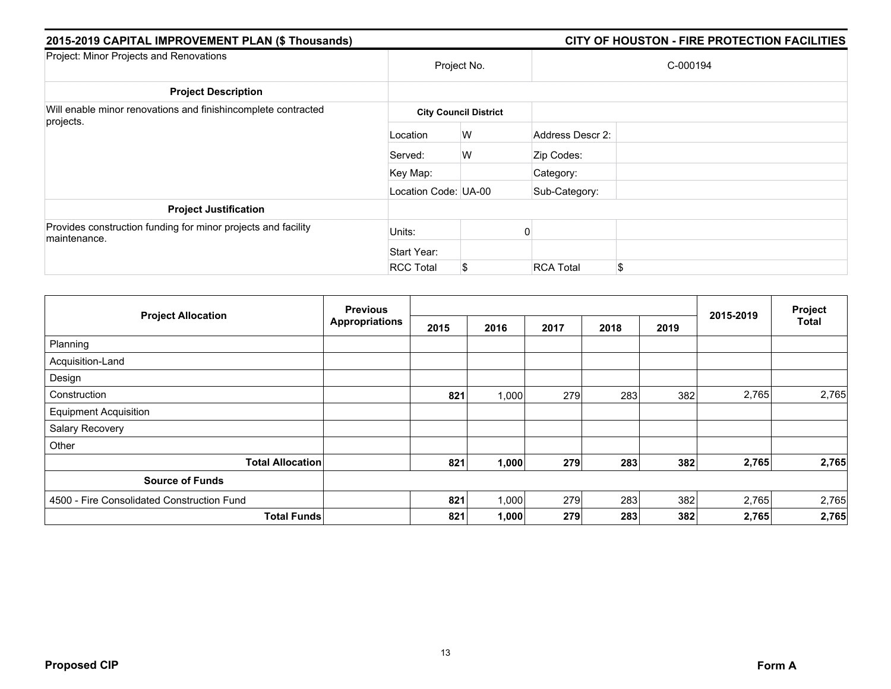## 2015-2019 CAPITAL IMPROVEMENT PLAN ($ Thousands)

## CITY OF HOUSTON - FIRE PROTECTION FACILITIES

| Project: Minor Projects and Renovations | Project No. | | C-000194 | |
|---|---|---|---|---|
| **Project Description** | | | | |
| Will enable minor renovations and finishincomplete contracted projects. | **City Council District** | | | |
| | Location | W | Address Descr 2: | |
| | Served: | W | Zip Codes: | |
| | Key Map: | | Category: | |
| | Location Code: UA-00 | | Sub-Category: | |
| **Project Justification** | | | | |
| Provides construction funding for minor projects and facility maintenance. | Units: | 0 | | |
| | Start Year: | | | |
| | RCC Total | $ | RCA Total | $ |

| Project Allocation | Previous Appropriations | 2015 | 2016 | 2017 | 2018 | 2019 | 2015-2019 | Project Total |
|---|---|---|---|---|---|---|---|---|
| Planning | | | | | | | | |
| Acquisition-Land | | | | | | | | |
| Design | | | | | | | | |
| Construction | | **821** | 1,000 | 279 | 283 | 382 | 2,765 | 2,765 |
| Equipment Acquisition | | | | | | | | |
| Salary Recovery | | | | | | | | |
| Other | | | | | | | | |
| **Total Allocation** | | **821** | **1,000** | **279** | **283** | **382** | **2,765** | **2,765** |
| **Source of Funds** | | | | | | | | |
| 4500 - Fire Consolidated Construction Fund | | **821** | 1,000 | 279 | 283 | 382 | 2,765 | 2,765 |
| **Total Funds** | | **821** | **1,000** | **279** | **283** | **382** | **2,765** | **2,765** |

**Proposed CIP** **Form A**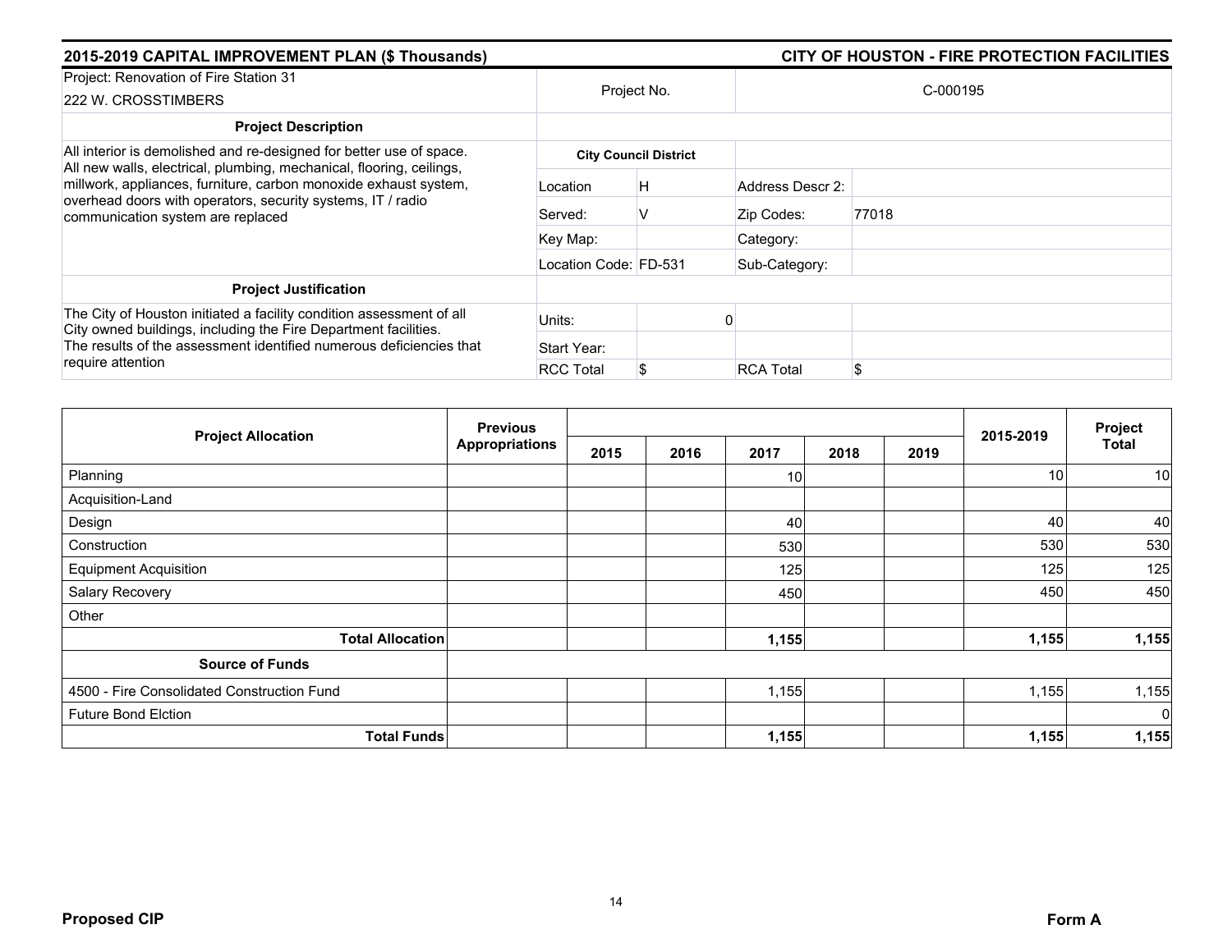## 2015-2019 CAPITAL IMPROVEMENT PLAN ($ Thousands) — CITY OF HOUSTON - FIRE PROTECTION FACILITIES

| Project: Renovation of Fire Station 31<br>222 W. CROSSTIMBERS | Project No. | | C-000195 | |
|---|---|---|---|---|
| **Project Description** | | | | |
| All interior is demolished and re-designed for better use of space. All new walls, electrical, plumbing, mechanical, flooring, ceilings, millwork, appliances, furniture, carbon monoxide exhaust system, overhead doors with operators, security systems, IT / radio communication system are replaced | **City Council District** | | | |
| | Location | H | Address Descr 2: | |
| | Served: | V | Zip Codes: | 77018 |
| | Key Map: | | Category: | |
| | Location Code: | FD-531 | Sub-Category: | |
| **Project Justification** | | | | |
| The City of Houston initiated a facility condition assessment of all City owned buildings, including the Fire Department facilities. The results of the assessment identified numerous deficiencies that require attention | Units: | 0 | | |
| | Start Year: | | | |
| | RCC Total | $ | RCA Total | $ |

| Project Allocation | Previous Appropriations | 2015 | 2016 | 2017 | 2018 | 2019 | 2015-2019 | Project Total |
|---|---|---|---|---|---|---|---|---|
| Planning | | | | 10 | | | 10 | 10 |
| Acquisition-Land | | | | | | | | |
| Design | | | | 40 | | | 40 | 40 |
| Construction | | | | 530 | | | 530 | 530 |
| Equipment Acquisition | | | | 125 | | | 125 | 125 |
| Salary Recovery | | | | 450 | | | 450 | 450 |
| Other | | | | | | | | |
| **Total Allocation** | | | | **1,155** | | | **1,155** | **1,155** |
| **Source of Funds** | | | | | | | | |
| 4500 - Fire Consolidated Construction Fund | | | | 1,155 | | | 1,155 | 1,155 |
| Future Bond Elction | | | | | | | | 0 |
| **Total Funds** | | | | **1,155** | | | **1,155** | **1,155** |

**Proposed CIP** — **Form A**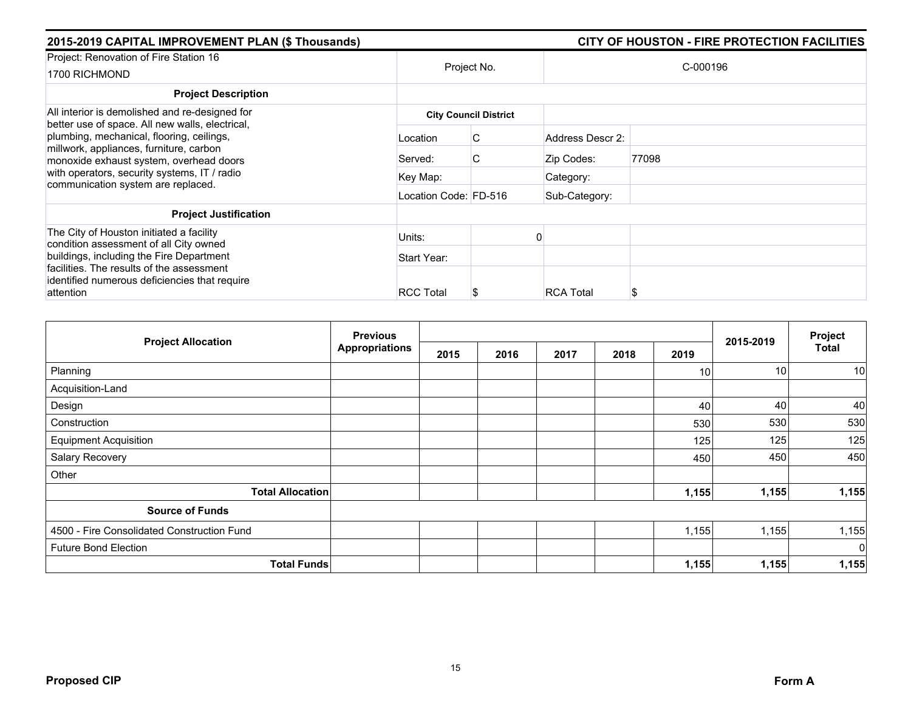## 2015-2019 CAPITAL IMPROVEMENT PLAN ($ Thousands)

## CITY OF HOUSTON - FIRE PROTECTION FACILITIES

| Project: Renovation of Fire Station 16<br>1700 RICHMOND | Project No. | | C-000196 | |
|---|---|---|---|---|
| **Project Description** | | | | |
| All interior is demolished and re-designed for better use of space. All new walls, electrical, plumbing, mechanical, flooring, ceilings, millwork, appliances, furniture, carbon monoxide exhaust system, overhead doors with operators, security systems, IT / radio communication system are replaced. | **City Council District** | | | |
| | Location | C | Address Descr 2: | |
| | Served: | C | Zip Codes: | 77098 |
| | Key Map: | | Category: | |
| | Location Code: | FD-516 | Sub-Category: | |
| **Project Justification** | | | | |
| The City of Houston initiated a facility condition assessment of all City owned buildings, including the Fire Department facilities. The results of the assessment identified numerous deficiencies that require attention | Units: | 0 | | |
| | Start Year: | | | |
| | RCC Total | $ | RCA Total | $ |

| Project Allocation | Previous Appropriations | 2015 | 2016 | 2017 | 2018 | 2019 | 2015-2019 | Project Total |
|---|---|---|---|---|---|---|---|---|
| Planning | | | | | | 10 | 10 | 10 |
| Acquisition-Land | | | | | | | | |
| Design | | | | | | 40 | 40 | 40 |
| Construction | | | | | | 530 | 530 | 530 |
| Equipment Acquisition | | | | | | 125 | 125 | 125 |
| Salary Recovery | | | | | | 450 | 450 | 450 |
| Other | | | | | | | | |
| **Total Allocation** | | | | | | **1,155** | **1,155** | **1,155** |
| **Source of Funds** | | | | | | | | |
| 4500 - Fire Consolidated Construction Fund | | | | | | 1,155 | 1,155 | 1,155 |
| Future Bond Election | | | | | | | | 0 |
| **Total Funds** | | | | | | **1,155** | **1,155** | **1,155** |

**Proposed CIP**

**Form A**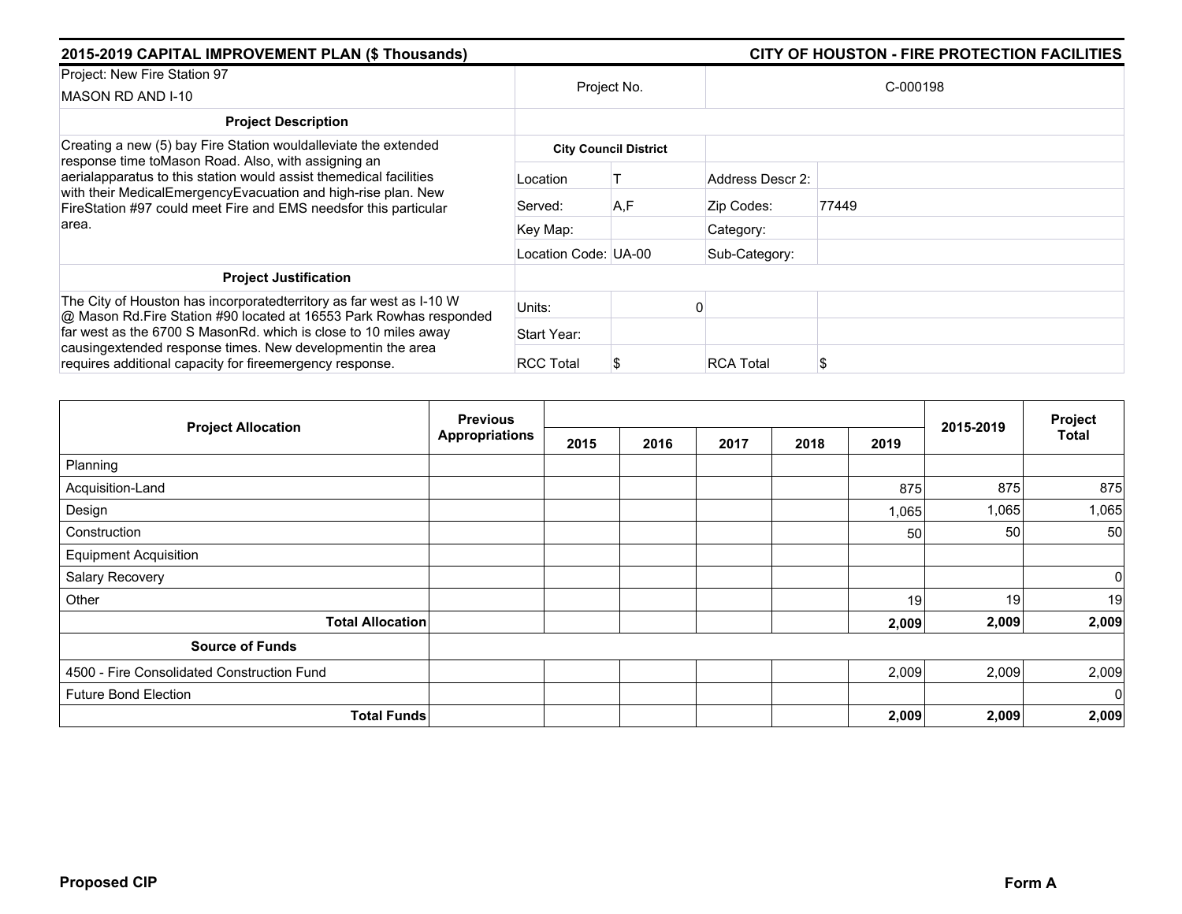**2015-2019 CAPITAL IMPROVEMENT PLAN ($ Thousands)** | **CITY OF HOUSTON - FIRE PROTECTION FACILITIES**

| Project: New Fire Station 97<br>MASON RD AND I-10 | Project No. | | C-000198 |
|---|---|---|---|
| **Project Description** | | | |
| Creating a new (5) bay Fire Station wouldalleviate the extended response time toMason Road. Also, with assigning an aerialapparatus to this station would assist themedical facilities with their MedicalEmergencyEvacuation and high-rise plan. New FireStation #97 could meet Fire and EMS needsfor this particular area. | **City Council District** | | |
| | Location | T | Address Descr 2: |
| | Served: | A,F | Zip Codes: 77449 |
| | Key Map: | | Category: |
| | Location Code: | UA-00 | Sub-Category: |
| **Project Justification** | | | |
| The City of Houston has incorporatedterritory as far west as I-10 W @ Mason Rd.Fire Station #90 located at 16553 Park Rowhas responded far west as the 6700 S MasonRd. which is close to 10 miles away causingextended response times. New developmentin the area requires additional capacity for fireemergency response. | Units: | 0 | |
| | Start Year: | | |
| | RCC Total | $ | RCA Total $ |

| Project Allocation | Previous Appropriations | 2015 | 2016 | 2017 | 2018 | 2019 | 2015-2019 | Project Total |
|---|---|---|---|---|---|---|---|---|
| Planning | | | | | | | | |
| Acquisition-Land | | | | | | 875 | 875 | 875 |
| Design | | | | | | 1,065 | 1,065 | 1,065 |
| Construction | | | | | | 50 | 50 | 50 |
| Equipment Acquisition | | | | | | | | |
| Salary Recovery | | | | | | | | 0 |
| Other | | | | | | 19 | 19 | 19 |
| **Total Allocation** | | | | | | **2,009** | **2,009** | **2,009** |
| **Source of Funds** | | | | | | | | |
| 4500 - Fire Consolidated Construction Fund | | | | | | 2,009 | 2,009 | 2,009 |
| Future Bond Election | | | | | | | | 0 |
| **Total Funds** | | | | | | **2,009** | **2,009** | **2,009** |

**Proposed CIP** | **Form A**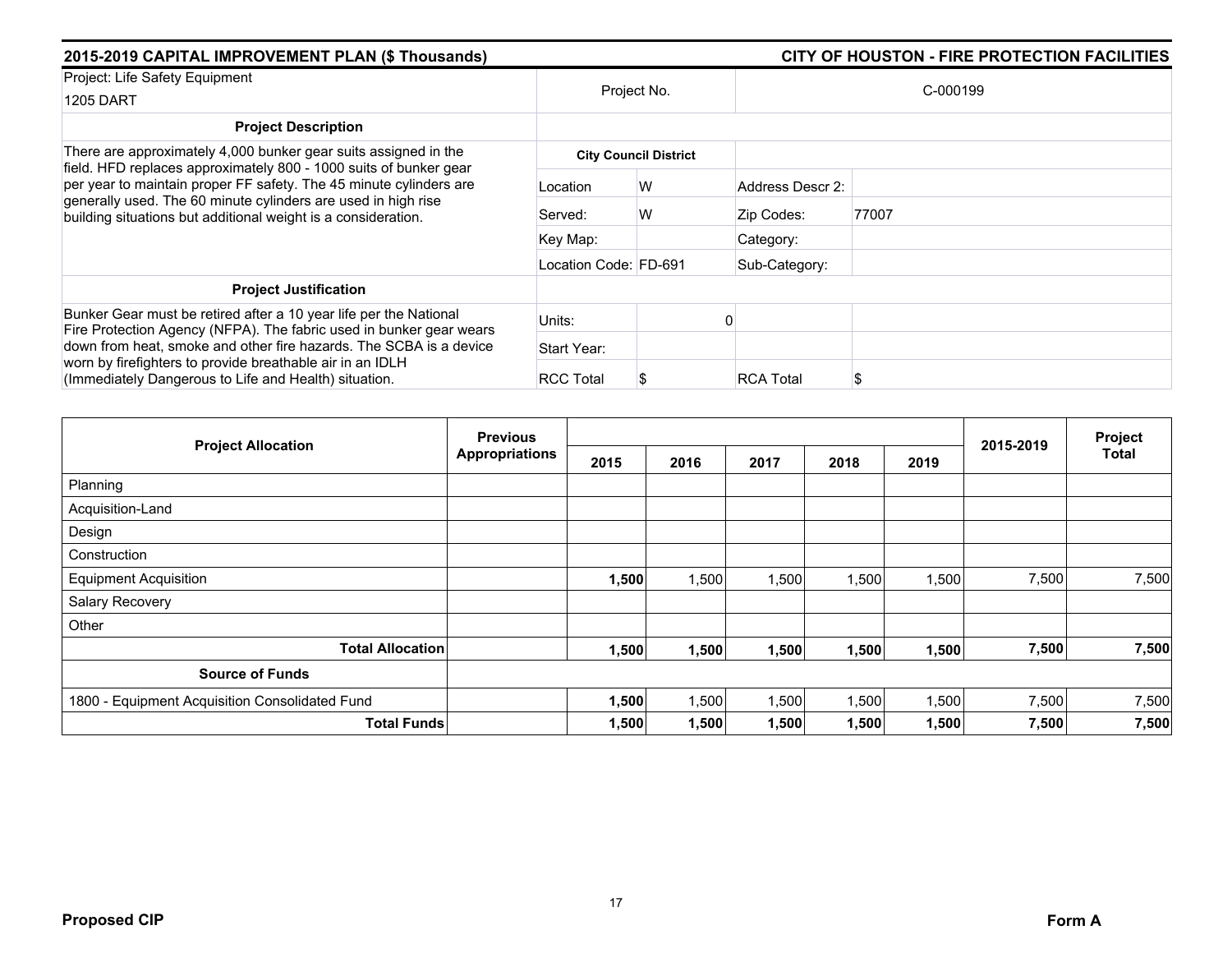## 2015-2019 CAPITAL IMPROVEMENT PLAN ($ Thousands) — CITY OF HOUSTON - FIRE PROTECTION FACILITIES

| Project: Life Safety Equipment<br>1205 DART | Project No. | | C-000199 | |
|---|---|---|---|---|
| **Project Description** | | | | |
| There are approximately 4,000 bunker gear suits assigned in the field. HFD replaces approximately 800 - 1000 suits of bunker gear per year to maintain proper FF safety. The 45 minute cylinders are generally used. The 60 minute cylinders are used in high rise building situations but additional weight is a consideration. | **City Council District** | | | |
| | Location | W | Address Descr 2: | |
| | Served: | W | Zip Codes: | 77007 |
| | Key Map: | | Category: | |
| | Location Code: | FD-691 | Sub-Category: | |
| **Project Justification** | | | | |
| Bunker Gear must be retired after a 10 year life per the National Fire Protection Agency (NFPA). The fabric used in bunker gear wears down from heat, smoke and other fire hazards. The SCBA is a device worn by firefighters to provide breathable air in an IDLH (Immediately Dangerous to Life and Health) situation. | Units: | 0 | | |
| | Start Year: | | | |
| | RCC Total | $ | RCA Total | $ |

| Project Allocation | Previous Appropriations | 2015 | 2016 | 2017 | 2018 | 2019 | 2015-2019 | Project Total |
|---|---|---|---|---|---|---|---|---|
| Planning | | | | | | | | |
| Acquisition-Land | | | | | | | | |
| Design | | | | | | | | |
| Construction | | | | | | | | |
| Equipment Acquisition | | **1,500** | 1,500 | 1,500 | 1,500 | 1,500 | 7,500 | 7,500 |
| Salary Recovery | | | | | | | | |
| Other | | | | | | | | |
| **Total Allocation** | | **1,500** | **1,500** | **1,500** | **1,500** | **1,500** | **7,500** | **7,500** |
| **Source of Funds** | | | | | | | | |
| 1800 - Equipment Acquisition Consolidated Fund | | **1,500** | 1,500 | 1,500 | 1,500 | 1,500 | 7,500 | 7,500 |
| **Total Funds** | | **1,500** | **1,500** | **1,500** | **1,500** | **1,500** | **7,500** | **7,500** |

**Proposed CIP** — **Form A**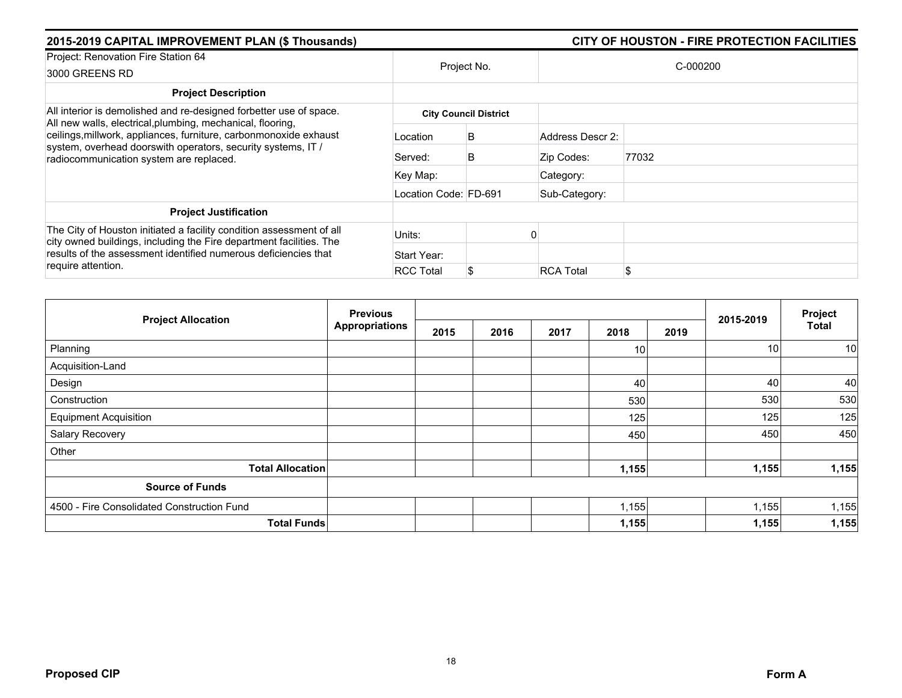## 2015-2019 CAPITAL IMPROVEMENT PLAN ($ Thousands)

## CITY OF HOUSTON - FIRE PROTECTION FACILITIES

| Project: Renovation Fire Station 64<br>3000 GREENS RD | Project No. | | C-000200 | |
|---|---|---|---|---|
| **Project Description** | | | | |
| All interior is demolished and re-designed forbetter use of space. All new walls, electrical,plumbing, mechanical, flooring, ceilings,millwork, appliances, furniture, carbonmonoxide exhaust system, overhead doorswith operators, security systems, IT / radiocommunication system are replaced. | **City Council District** | | | |
| | Location | B | Address Descr 2: | |
| | Served: | B | Zip Codes: | 77032 |
| | Key Map: | | Category: | |
| | Location Code: | FD-691 | Sub-Category: | |
| **Project Justification** | | | | |
| The City of Houston initiated a facility condition assessment of all city owned buildings, including the Fire department facilities. The results of the assessment identified numerous deficiencies that require attention. | Units: | 0 | | |
| | Start Year: | | | |
| | RCC Total | $ | RCA Total | $ |

| Project Allocation | Previous Appropriations | 2015 | 2016 | 2017 | 2018 | 2019 | 2015-2019 | Project Total |
|---|---|---|---|---|---|---|---|---|
| Planning | | | | | 10 | | 10 | 10 |
| Acquisition-Land | | | | | | | | |
| Design | | | | | 40 | | 40 | 40 |
| Construction | | | | | 530 | | 530 | 530 |
| Equipment Acquisition | | | | | 125 | | 125 | 125 |
| Salary Recovery | | | | | 450 | | 450 | 450 |
| Other | | | | | | | | |
| **Total Allocation** | | | | | **1,155** | | **1,155** | **1,155** |
| **Source of Funds** | | | | | | | | |
| 4500 - Fire Consolidated Construction Fund | | | | | 1,155 | | 1,155 | 1,155 |
| **Total Funds** | | | | | **1,155** | | **1,155** | **1,155** |

**Proposed CIP** **Form A**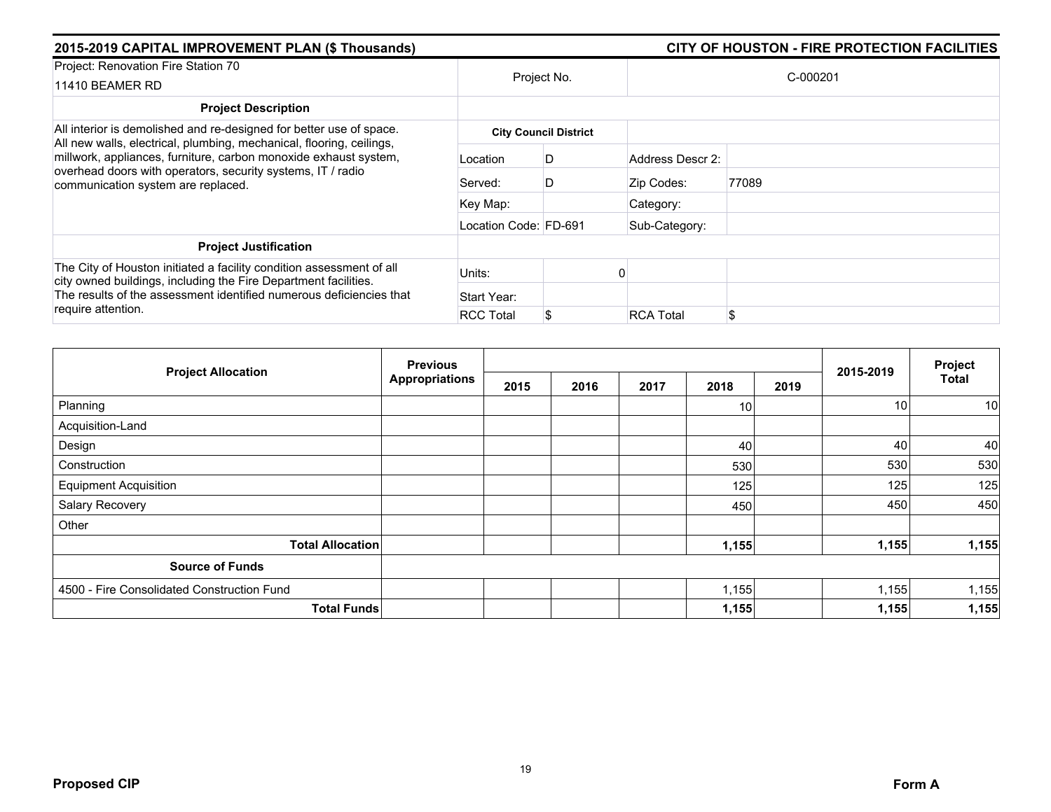## 2015-2019 CAPITAL IMPROVEMENT PLAN ($ Thousands) — CITY OF HOUSTON - FIRE PROTECTION FACILITIES

| Project: Renovation Fire Station 70<br>11410 BEAMER RD | Project No. | | C-000201 | |
|---|---|---|---|---|
| **Project Description** | | | | |
| All interior is demolished and re-designed for better use of space. All new walls, electrical, plumbing, mechanical, flooring, ceilings, millwork, appliances, furniture, carbon monoxide exhaust system, overhead doors with operators, security systems, IT / radio communication system are replaced. | **City Council District** | | | |
| | Location | D | Address Descr 2: | |
| | Served: | D | Zip Codes: | 77089 |
| | Key Map: | | Category: | |
| | Location Code: | FD-691 | Sub-Category: | |
| **Project Justification** | | | | |
| The City of Houston initiated a facility condition assessment of all city owned buildings, including the Fire Department facilities. The results of the assessment identified numerous deficiencies that require attention. | Units: | 0 | | |
| | Start Year: | | | |
| | RCC Total | $ | RCA Total | $ |

| Project Allocation | Previous Appropriations | 2015 | 2016 | 2017 | 2018 | 2019 | 2015-2019 | Project Total |
|---|---|---|---|---|---|---|---|---|
| Planning | | | | | 10 | | 10 | 10 |
| Acquisition-Land | | | | | | | | |
| Design | | | | | 40 | | 40 | 40 |
| Construction | | | | | 530 | | 530 | 530 |
| Equipment Acquisition | | | | | 125 | | 125 | 125 |
| Salary Recovery | | | | | 450 | | 450 | 450 |
| Other | | | | | | | | |
| **Total Allocation** | | | | | **1,155** | | **1,155** | **1,155** |
| **Source of Funds** | | | | | | | | |
| 4500 - Fire Consolidated Construction Fund | | | | | 1,155 | | 1,155 | 1,155 |
| **Total Funds** | | | | | **1,155** | | **1,155** | **1,155** |

**Proposed CIP** — **Form A**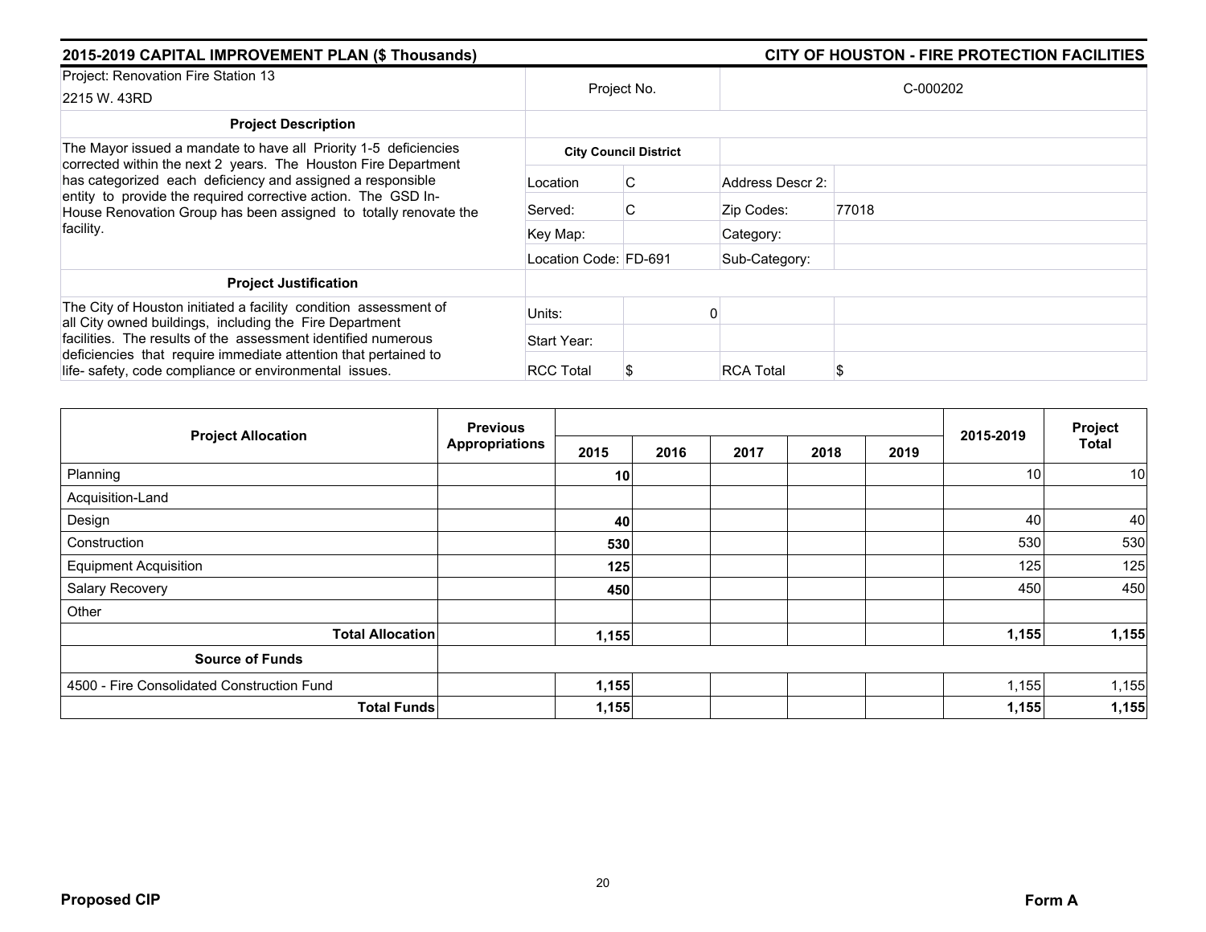## 2015-2019 CAPITAL IMPROVEMENT PLAN ($ Thousands) — CITY OF HOUSTON - FIRE PROTECTION FACILITIES

| Project: Renovation Fire Station 13<br>2215 W. 43RD | Project No. | | C-000202 | |
|---|---|---|---|---|
| **Project Description** | | | | |
| The Mayor issued a mandate to have all Priority 1-5 deficiencies corrected within the next 2 years. The Houston Fire Department has categorized each deficiency and assigned a responsible entity to provide the required corrective action. The GSD In-House Renovation Group has been assigned to totally renovate the facility. | **City Council District** | | | |
| | Location | C | Address Descr 2: | |
| | Served: | C | Zip Codes: | 77018 |
| | Key Map: | | Category: | |
| | Location Code: | FD-691 | Sub-Category: | |
| **Project Justification** | | | | |
| The City of Houston initiated a facility condition assessment of all City owned buildings, including the Fire Department facilities. The results of the assessment identified numerous deficiencies that require immediate attention that pertained to life- safety, code compliance or environmental issues. | Units: | 0 | | |
| | Start Year: | | | |
| | RCC Total | $ | RCA Total | $ |

| Project Allocation | Previous Appropriations | 2015 | 2016 | 2017 | 2018 | 2019 | 2015-2019 | Project Total |
|---|---|---|---|---|---|---|---|---|
| Planning | | **10** | | | | | 10 | 10 |
| Acquisition-Land | | | | | | | | |
| Design | | **40** | | | | | 40 | 40 |
| Construction | | **530** | | | | | 530 | 530 |
| Equipment Acquisition | | **125** | | | | | 125 | 125 |
| Salary Recovery | | **450** | | | | | 450 | 450 |
| Other | | | | | | | | |
| **Total Allocation** | | **1,155** | | | | | **1,155** | **1,155** |
| **Source of Funds** | | | | | | | | |
| 4500 - Fire Consolidated Construction Fund | | **1,155** | | | | | 1,155 | 1,155 |
| **Total Funds** | | **1,155** | | | | | **1,155** | **1,155** |

**Proposed CIP** **Form A**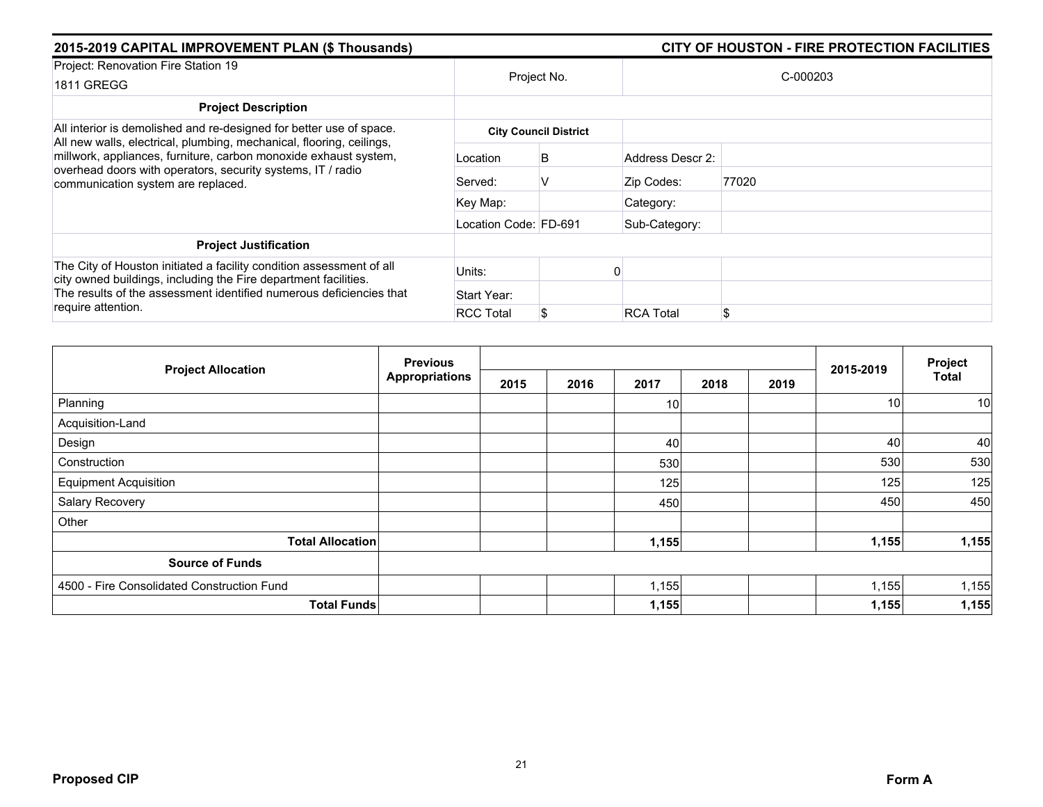## 2015-2019 CAPITAL IMPROVEMENT PLAN ($ Thousands) — CITY OF HOUSTON - FIRE PROTECTION FACILITIES

| Project: Renovation Fire Station 19<br>1811 GREGG | Project No. | | C-000203 | |
|---|---|---|---|---|
| **Project Description** | | | | |
| All interior is demolished and re-designed for better use of space. All new walls, electrical, plumbing, mechanical, flooring, ceilings, millwork, appliances, furniture, carbon monoxide exhaust system, overhead doors with operators, security systems, IT / radio communication system are replaced. | **City Council District** | | | |
| | Location | B | Address Descr 2: | |
| | Served: | V | Zip Codes: | 77020 |
| | Key Map: | | Category: | |
| | Location Code: | FD-691 | Sub-Category: | |
| **Project Justification** | | | | |
| The City of Houston initiated a facility condition assessment of all city owned buildings, including the Fire department facilities. The results of the assessment identified numerous deficiencies that require attention. | Units: | 0 | | |
| | Start Year: | | | |
| | RCC Total | $ | RCA Total | $ |

| Project Allocation | Previous Appropriations | 2015 | 2016 | 2017 | 2018 | 2019 | 2015-2019 | Project Total |
|---|---|---|---|---|---|---|---|---|
| Planning | | | | 10 | | | 10 | 10 |
| Acquisition-Land | | | | | | | | |
| Design | | | | 40 | | | 40 | 40 |
| Construction | | | | 530 | | | 530 | 530 |
| Equipment Acquisition | | | | 125 | | | 125 | 125 |
| Salary Recovery | | | | 450 | | | 450 | 450 |
| Other | | | | | | | | |
| **Total Allocation** | | | | **1,155** | | | **1,155** | **1,155** |
| **Source of Funds** | | | | | | | | |
| 4500 - Fire Consolidated Construction Fund | | | | 1,155 | | | 1,155 | 1,155 |
| **Total Funds** | | | | **1,155** | | | **1,155** | **1,155** |

**Proposed CIP** — **Form A**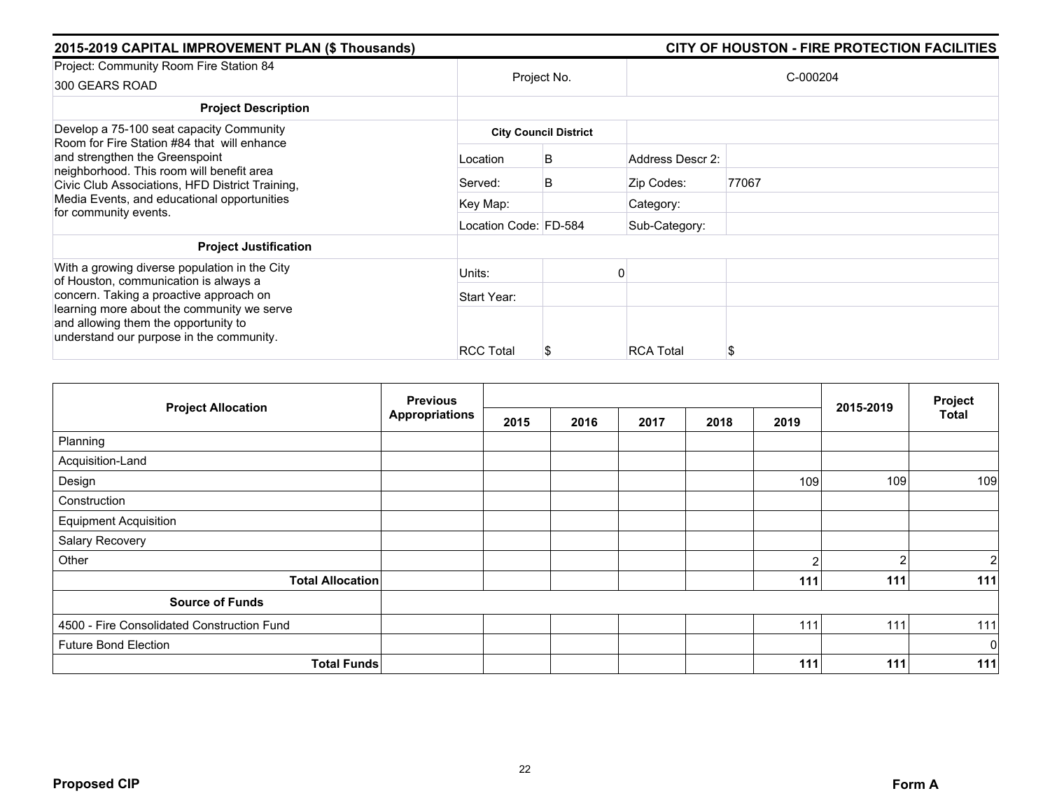## 2015-2019 CAPITAL IMPROVEMENT PLAN ($ Thousands) — CITY OF HOUSTON - FIRE PROTECTION FACILITIES

| Project: Community Room Fire Station 84<br>300 GEARS ROAD | Project No. | | C-000204 | |
|---|---|---|---|---|
| **Project Description** | | | | |
| Develop a 75-100 seat capacity Community Room for Fire Station #84 that will enhance and strengthen the Greenspoint neighborhood. This room will benefit area Civic Club Associations, HFD District Training, Media Events, and educational opportunities for community events. | **City Council District** | | | |
| | Location | B | Address Descr 2: | |
| | Served: | B | Zip Codes: | 77067 |
| | Key Map: | | Category: | |
| | Location Code: | FD-584 | Sub-Category: | |
| **Project Justification** | | | | |
| With a growing diverse population in the City of Houston, communication is always a concern. Taking a proactive approach on learning more about the community we serve and allowing them the opportunity to understand our purpose in the community. | Units: | 0 | | |
| | Start Year: | | | |
| | RCC Total | $ | RCA Total | $ |

| Project Allocation | Previous Appropriations | 2015 | 2016 | 2017 | 2018 | 2019 | 2015-2019 | Project Total |
|---|---|---|---|---|---|---|---|---|
| Planning | | | | | | | | |
| Acquisition-Land | | | | | | | | |
| Design | | | | | | 109 | 109 | 109 |
| Construction | | | | | | | | |
| Equipment Acquisition | | | | | | | | |
| Salary Recovery | | | | | | | | |
| Other | | | | | | 2 | 2 | 2 |
| **Total Allocation** | | | | | | **111** | **111** | **111** |
| **Source of Funds** | | | | | | | | |
| 4500 - Fire Consolidated Construction Fund | | | | | | 111 | 111 | 111 |
| Future Bond Election | | | | | | | | 0 |
| **Total Funds** | | | | | | **111** | **111** | **111** |

**Proposed CIP** — **Form A**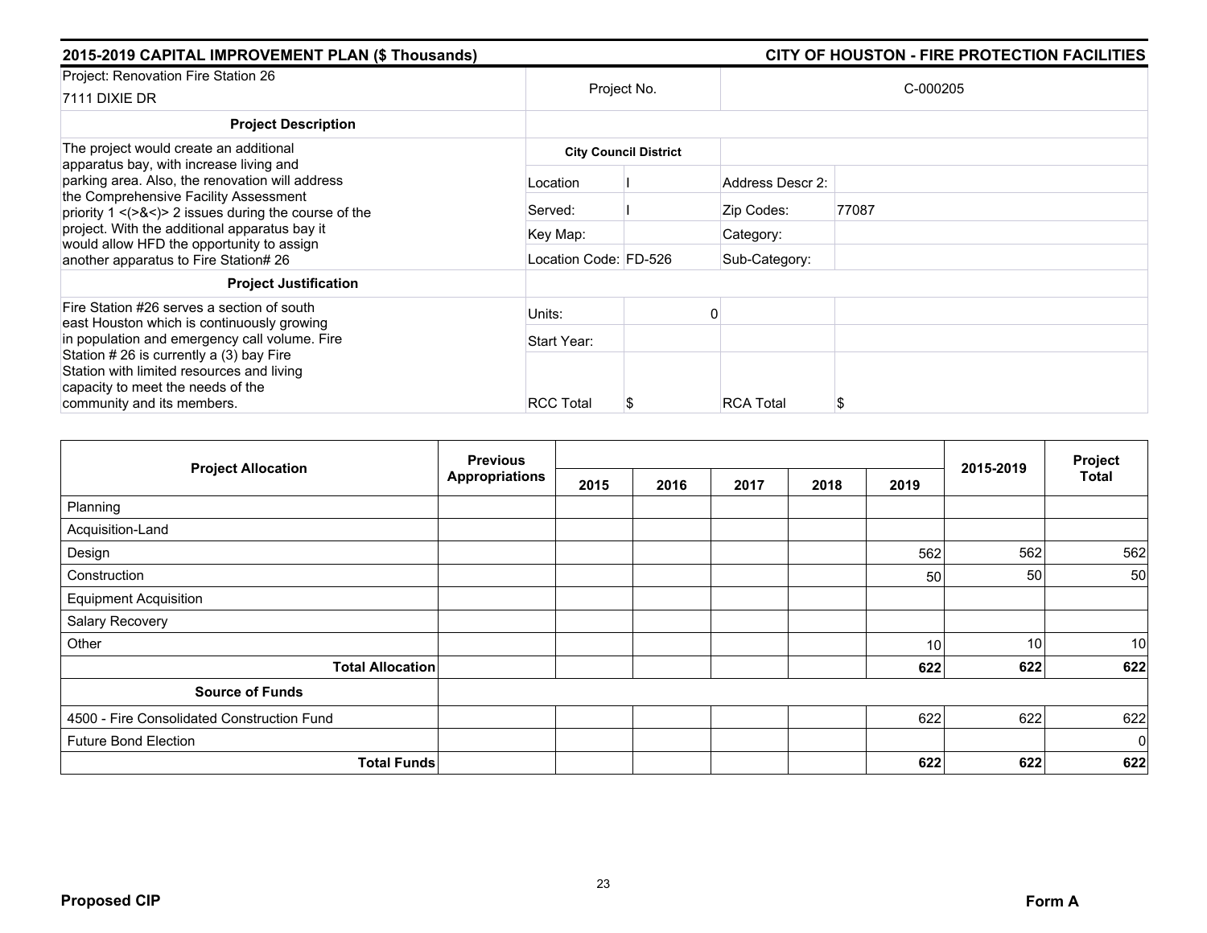## 2015-2019 CAPITAL IMPROVEMENT PLAN ($ Thousands) — CITY OF HOUSTON - FIRE PROTECTION FACILITIES

| Project: Renovation Fire Station 26<br>7111 DIXIE DR | Project No. | | C-000205 | |
|---|---|---|---|---|
| **Project Description** | | | | |
| The project would create an additional apparatus bay, with increase living and parking area. Also, the renovation will address the Comprehensive Facility Assessment priority 1 <(>&<)> 2 issues during the course of the project. With the additional apparatus bay it would allow HFD the opportunity to assign another apparatus to Fire Station# 26 | **City Council District** | | | |
| | Location | I | Address Descr 2: | |
| | Served: | I | Zip Codes: | 77087 |
| | Key Map: | | Category: | |
| | Location Code: | FD-526 | Sub-Category: | |
| **Project Justification** | | | | |
| Fire Station #26 serves a section of south east Houston which is continuously growing in population and emergency call volume. Fire Station # 26 is currently a (3) bay Fire Station with limited resources and living capacity to meet the needs of the community and its members. | Units: | 0 | | |
| | Start Year: | | | |
| | RCC Total | $ | RCA Total | $ |

| Project Allocation | Previous Appropriations | 2015 | 2016 | 2017 | 2018 | 2019 | 2015-2019 | Project Total |
|---|---|---|---|---|---|---|---|---|
| Planning | | | | | | | | |
| Acquisition-Land | | | | | | | | |
| Design | | | | | | 562 | 562 | 562 |
| Construction | | | | | | 50 | 50 | 50 |
| Equipment Acquisition | | | | | | | | |
| Salary Recovery | | | | | | | | |
| Other | | | | | | 10 | 10 | 10 |
| **Total Allocation** | | | | | | **622** | **622** | **622** |
| **Source of Funds** | | | | | | | | |
| 4500 - Fire Consolidated Construction Fund | | | | | | 622 | 622 | 622 |
| Future Bond Election | | | | | | | | 0 |
| **Total Funds** | | | | | | **622** | **622** | **622** |

**Proposed CIP** — **Form A**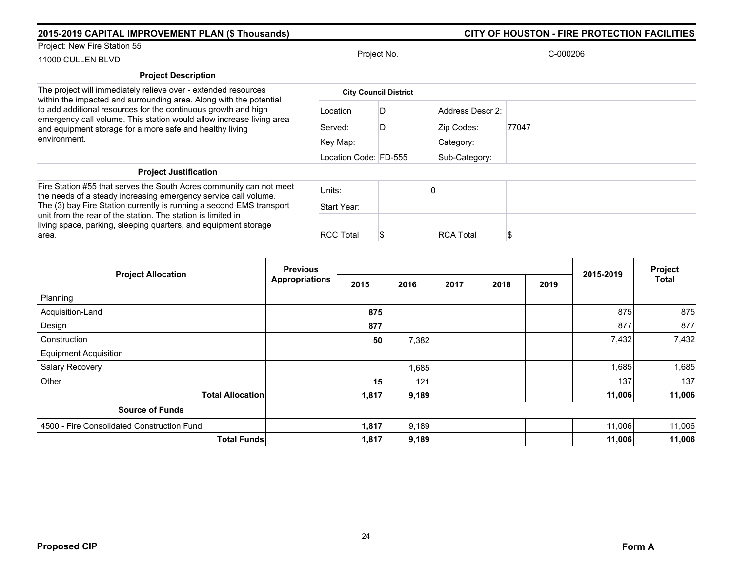## 2015-2019 CAPITAL IMPROVEMENT PLAN ($ Thousands) — CITY OF HOUSTON - FIRE PROTECTION FACILITIES

| | | | | |
|---|---|---|---|---|
| Project: New Fire Station 55<br>11000 CULLEN BLVD | Project No. | | C-000206 | |
| **Project Description** | | | | |
| The project will immediately relieve over - extended resources within the impacted and surrounding area. Along with the potential to add additional resources for the continuous growth and high emergency call volume. This station would allow increase living area and equipment storage for a more safe and healthy living environment. | **City Council District** | | | |
| | Location | D | Address Descr 2: | |
| | Served: | D | Zip Codes: | 77047 |
| | Key Map: | | Category: | |
| | Location Code: | FD-555 | Sub-Category: | |
| **Project Justification** | | | | |
| Fire Station #55 that serves the South Acres community can not meet the needs of a steady increasing emergency service call volume. The (3) bay Fire Station currently is running a second EMS transport unit from the rear of the station. The station is limited in living space, parking, sleeping quarters, and equipment storage area. | Units: | 0 | | |
| | Start Year: | | | |
| | RCC Total | $ | RCA Total | $ |

| Project Allocation | Previous Appropriations | 2015 | 2016 | 2017 | 2018 | 2019 | 2015-2019 | Project Total |
|---|---|---|---|---|---|---|---|---|
| Planning | | | | | | | | |
| Acquisition-Land | | **875** | | | | | 875 | 875 |
| Design | | **877** | | | | | 877 | 877 |
| Construction | | **50** | 7,382 | | | | 7,432 | 7,432 |
| Equipment Acquisition | | | | | | | | |
| Salary Recovery | | | 1,685 | | | | 1,685 | 1,685 |
| Other | | **15** | 121 | | | | 137 | 137 |
| **Total Allocation** | | **1,817** | **9,189** | | | | **11,006** | **11,006** |
| **Source of Funds** | | | | | | | | |
| 4500 - Fire Consolidated Construction Fund | | **1,817** | 9,189 | | | | 11,006 | 11,006 |
| **Total Funds** | | **1,817** | **9,189** | | | | **11,006** | **11,006** |

**Proposed CIP** — **Form A**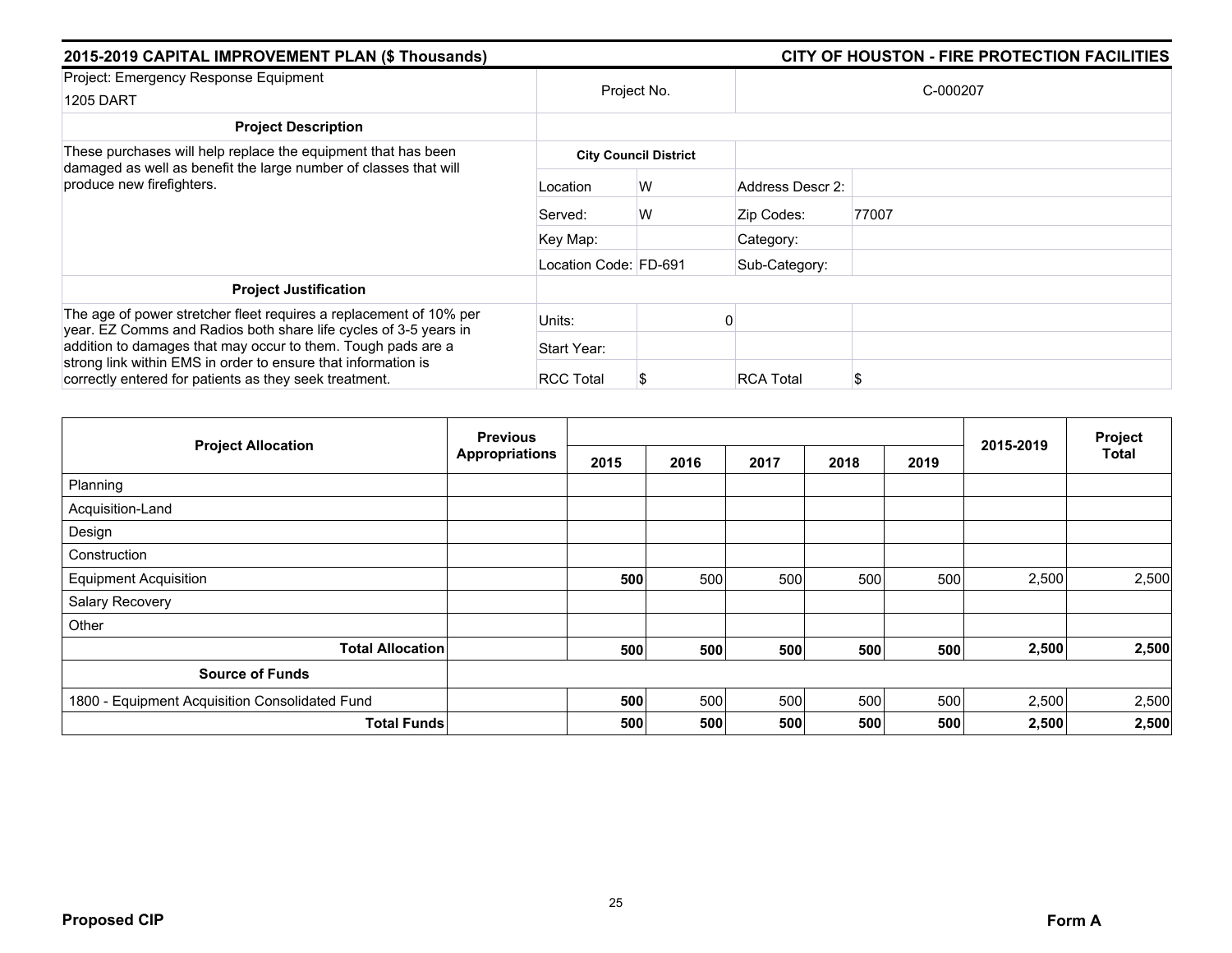## 2015-2019 CAPITAL IMPROVEMENT PLAN ($ Thousands) — CITY OF HOUSTON - FIRE PROTECTION FACILITIES

| | | | | |
|---|---|---|---|---|
| Project: Emergency Response Equipment<br>1205 DART | Project No. | | C-000207 | |
| **Project Description** | | | | |
| These purchases will help replace the equipment that has been damaged as well as benefit the large number of classes that will produce new firefighters. | **City Council District** | | | |
| | Location | W | Address Descr 2: | |
| | Served: | W | Zip Codes: | 77007 |
| | Key Map: | | Category: | |
| | Location Code: | FD-691 | Sub-Category: | |
| **Project Justification** | | | | |
| The age of power stretcher fleet requires a replacement of 10% per year. EZ Comms and Radios both share life cycles of 3-5 years in addition to damages that may occur to them. Tough pads are a strong link within EMS in order to ensure that information is correctly entered for patients as they seek treatment. | Units: | 0 | | |
| | Start Year: | | | |
| | RCC Total | $ | RCA Total | $ |

| Project Allocation | Previous Appropriations | 2015 | 2016 | 2017 | 2018 | 2019 | 2015-2019 | Project Total |
|---|---|---|---|---|---|---|---|---|
| Planning | | | | | | | | |
| Acquisition-Land | | | | | | | | |
| Design | | | | | | | | |
| Construction | | | | | | | | |
| Equipment Acquisition | | **500** | 500 | 500 | 500 | 500 | 2,500 | 2,500 |
| Salary Recovery | | | | | | | | |
| Other | | | | | | | | |
| **Total Allocation** | | **500** | **500** | **500** | **500** | **500** | **2,500** | **2,500** |
| **Source of Funds** | | | | | | | | |
| 1800 - Equipment Acquisition Consolidated Fund | | **500** | 500 | 500 | 500 | 500 | 2,500 | 2,500 |
| **Total Funds** | | **500** | **500** | **500** | **500** | **500** | **2,500** | **2,500** |

**Proposed CIP** — **Form A**